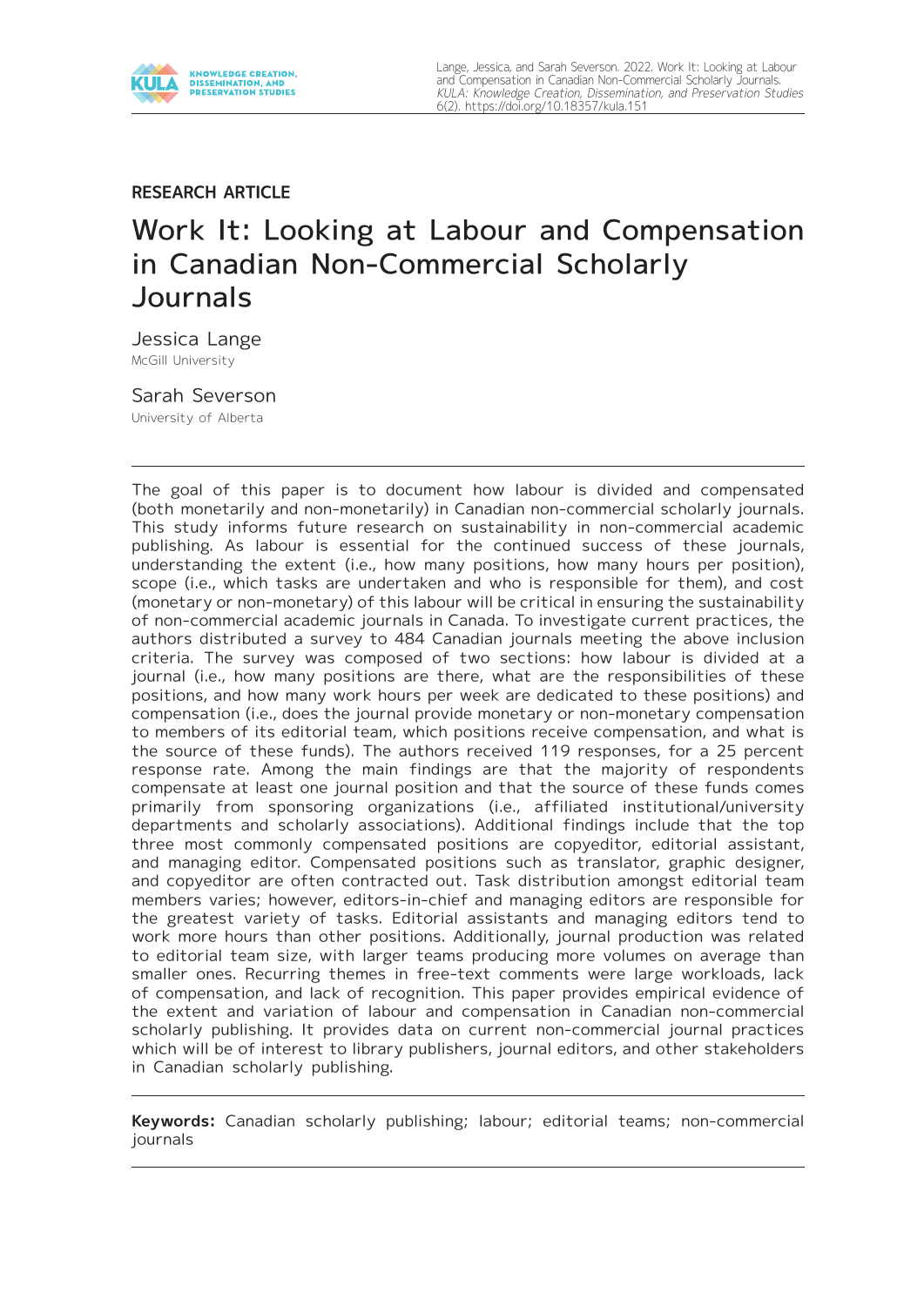**RESEARCH ARTICLE**

# Work It: Looking at Labour and Compensation in Canadian Non-Commercial Scholarly Journals

Jessica Lange
McGill University

Sarah Severson
University of Alberta

---

The goal of this paper is to document how labour is divided and compensated (both monetarily and non-monetarily) in Canadian non-commercial scholarly journals. This study informs future research on sustainability in non-commercial academic publishing. As labour is essential for the continued success of these journals, understanding the extent (i.e., how many positions, how many hours per position), scope (i.e., which tasks are undertaken and who is responsible for them), and cost (monetary or non-monetary) of this labour will be critical in ensuring the sustainability of non-commercial academic journals in Canada. To investigate current practices, the authors distributed a survey to 484 Canadian journals meeting the above inclusion criteria. The survey was composed of two sections: how labour is divided at a journal (i.e., how many positions are there, what are the responsibilities of these positions, and how many work hours per week are dedicated to these positions) and compensation (i.e., does the journal provide monetary or non-monetary compensation to members of its editorial team, which positions receive compensation, and what is the source of these funds). The authors received 119 responses, for a 25 percent response rate. Among the main findings are that the majority of respondents compensate at least one journal position and that the source of these funds comes primarily from sponsoring organizations (i.e., affiliated institutional/university departments and scholarly associations). Additional findings include that the top three most commonly compensated positions are copyeditor, editorial assistant, and managing editor. Compensated positions such as translator, graphic designer, and copyeditor are often contracted out. Task distribution amongst editorial team members varies; however, editors-in-chief and managing editors are responsible for the greatest variety of tasks. Editorial assistants and managing editors tend to work more hours than other positions. Additionally, journal production was related to editorial team size, with larger teams producing more volumes on average than smaller ones. Recurring themes in free-text comments were large workloads, lack of compensation, and lack of recognition. This paper provides empirical evidence of the extent and variation of labour and compensation in Canadian non-commercial scholarly publishing. It provides data on current non-commercial journal practices which will be of interest to library publishers, journal editors, and other stakeholders in Canadian scholarly publishing.

---

**Keywords:** Canadian scholarly publishing; labour; editorial teams; non-commercial journals

---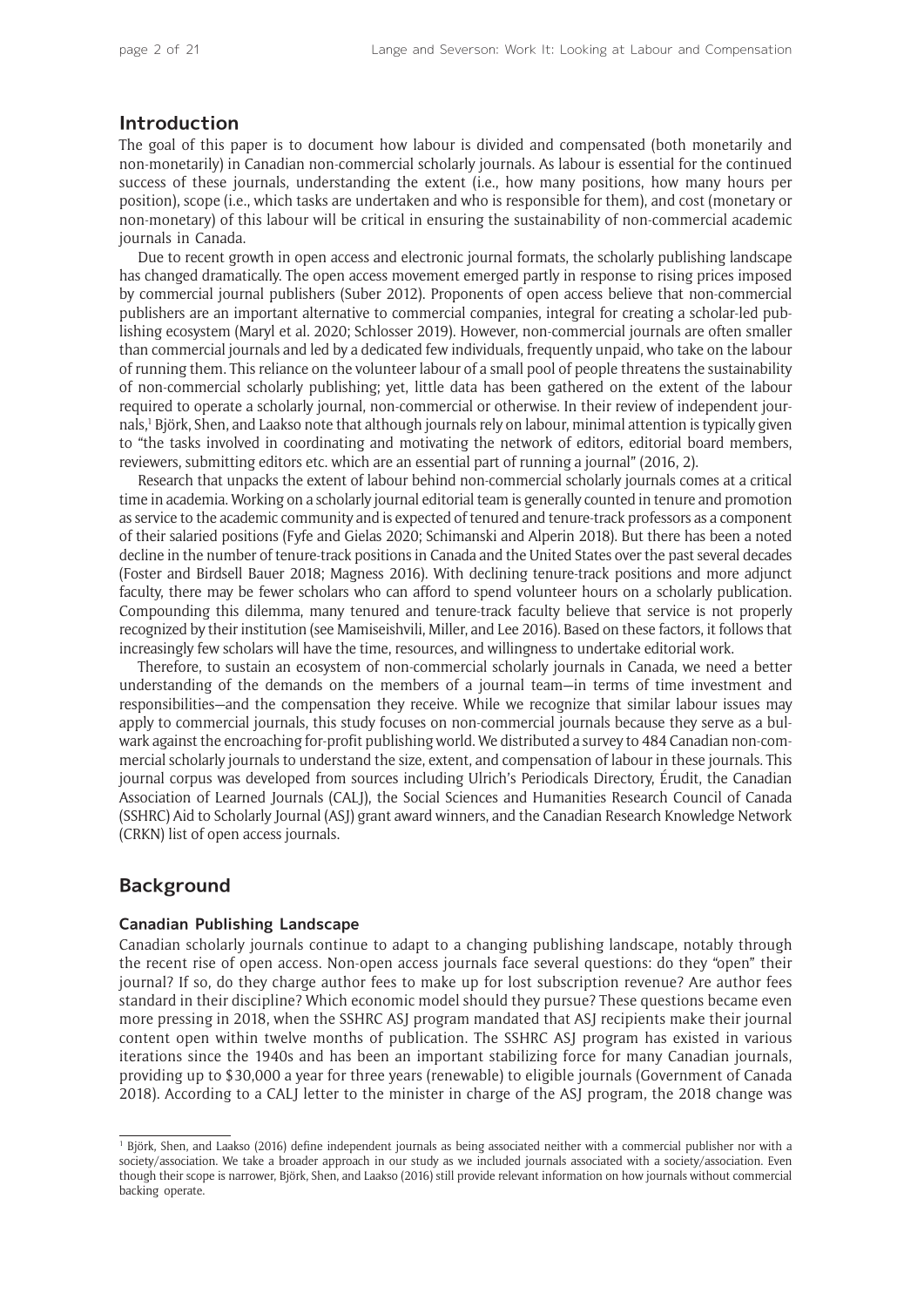## Introduction

The goal of this paper is to document how labour is divided and compensated (both monetarily and non-monetarily) in Canadian non-commercial scholarly journals. As labour is essential for the continued success of these journals, understanding the extent (i.e., how many positions, how many hours per position), scope (i.e., which tasks are undertaken and who is responsible for them), and cost (monetary or non-monetary) of this labour will be critical in ensuring the sustainability of non-commercial academic journals in Canada.

Due to recent growth in open access and electronic journal formats, the scholarly publishing landscape has changed dramatically. The open access movement emerged partly in response to rising prices imposed by commercial journal publishers (Suber 2012). Proponents of open access believe that non-commercial publishers are an important alternative to commercial companies, integral for creating a scholar-led publishing ecosystem (Maryl et al. 2020; Schlosser 2019). However, non-commercial journals are often smaller than commercial journals and led by a dedicated few individuals, frequently unpaid, who take on the labour of running them. This reliance on the volunteer labour of a small pool of people threatens the sustainability of non-commercial scholarly publishing; yet, little data has been gathered on the extent of the labour required to operate a scholarly journal, non-commercial or otherwise. In their review of independent journals,[1] Björk, Shen, and Laakso note that although journals rely on labour, minimal attention is typically given to "the tasks involved in coordinating and motivating the network of editors, editorial board members, reviewers, submitting editors etc. which are an essential part of running a journal" (2016, 2).

Research that unpacks the extent of labour behind non-commercial scholarly journals comes at a critical time in academia. Working on a scholarly journal editorial team is generally counted in tenure and promotion as service to the academic community and is expected of tenured and tenure-track professors as a component of their salaried positions (Fyfe and Gielas 2020; Schimanski and Alperin 2018). But there has been a noted decline in the number of tenure-track positions in Canada and the United States over the past several decades (Foster and Birdsell Bauer 2018; Magness 2016). With declining tenure-track positions and more adjunct faculty, there may be fewer scholars who can afford to spend volunteer hours on a scholarly publication. Compounding this dilemma, many tenured and tenure-track faculty believe that service is not properly recognized by their institution (see Mamiseishvili, Miller, and Lee 2016). Based on these factors, it follows that increasingly few scholars will have the time, resources, and willingness to undertake editorial work.

Therefore, to sustain an ecosystem of non-commercial scholarly journals in Canada, we need a better understanding of the demands on the members of a journal team—in terms of time investment and responsibilities—and the compensation they receive. While we recognize that similar labour issues may apply to commercial journals, this study focuses on non-commercial journals because they serve as a bulwark against the encroaching for-profit publishing world. We distributed a survey to 484 Canadian non-commercial scholarly journals to understand the size, extent, and compensation of labour in these journals. This journal corpus was developed from sources including Ulrich's Periodicals Directory, Érudit, the Canadian Association of Learned Journals (CALJ), the Social Sciences and Humanities Research Council of Canada (SSHRC) Aid to Scholarly Journal (ASJ) grant award winners, and the Canadian Research Knowledge Network (CRKN) list of open access journals.

## Background

### Canadian Publishing Landscape

Canadian scholarly journals continue to adapt to a changing publishing landscape, notably through the recent rise of open access. Non-open access journals face several questions: do they "open" their journal? If so, do they charge author fees to make up for lost subscription revenue? Are author fees standard in their discipline? Which economic model should they pursue? These questions became even more pressing in 2018, when the SSHRC ASJ program mandated that ASJ recipients make their journal content open within twelve months of publication. The SSHRC ASJ program has existed in various iterations since the 1940s and has been an important stabilizing force for many Canadian journals, providing up to $30,000 a year for three years (renewable) to eligible journals (Government of Canada 2018). According to a CALJ letter to the minister in charge of the ASJ program, the 2018 change was

[1] Björk, Shen, and Laakso (2016) define independent journals as being associated neither with a commercial publisher nor with a society/association. We take a broader approach in our study as we included journals associated with a society/association. Even though their scope is narrower, Björk, Shen, and Laakso (2016) still provide relevant information on how journals without commercial backing operate.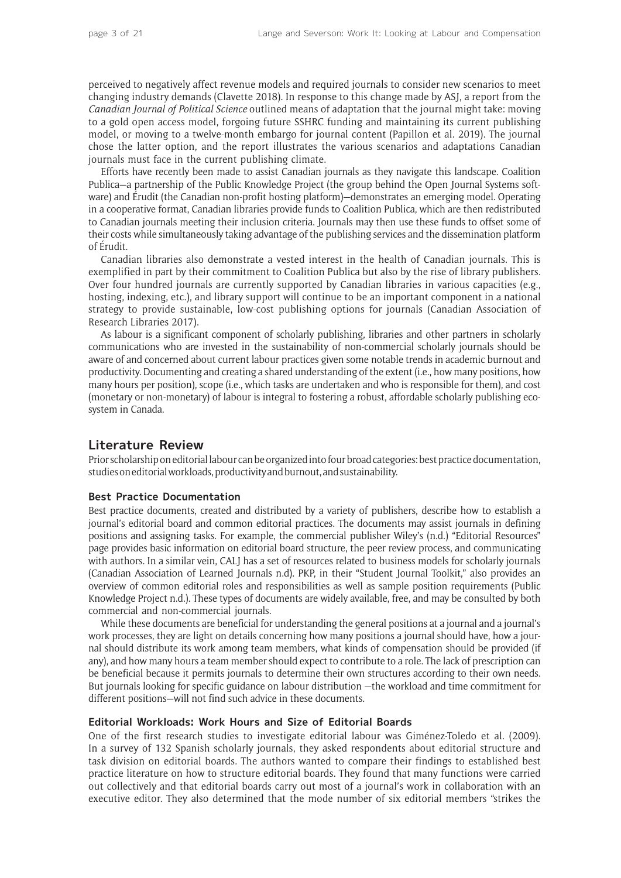perceived to negatively affect revenue models and required journals to consider new scenarios to meet changing industry demands (Clavette 2018). In response to this change made by ASJ, a report from the *Canadian Journal of Political Science* outlined means of adaptation that the journal might take: moving to a gold open access model, forgoing future SSHRC funding and maintaining its current publishing model, or moving to a twelve-month embargo for journal content (Papillon et al. 2019). The journal chose the latter option, and the report illustrates the various scenarios and adaptations Canadian journals must face in the current publishing climate.

Efforts have recently been made to assist Canadian journals as they navigate this landscape. Coalition Publica—a partnership of the Public Knowledge Project (the group behind the Open Journal Systems software) and Érudit (the Canadian non-profit hosting platform)—demonstrates an emerging model. Operating in a cooperative format, Canadian libraries provide funds to Coalition Publica, which are then redistributed to Canadian journals meeting their inclusion criteria. Journals may then use these funds to offset some of their costs while simultaneously taking advantage of the publishing services and the dissemination platform of Érudit.

Canadian libraries also demonstrate a vested interest in the health of Canadian journals. This is exemplified in part by their commitment to Coalition Publica but also by the rise of library publishers. Over four hundred journals are currently supported by Canadian libraries in various capacities (e.g., hosting, indexing, etc.), and library support will continue to be an important component in a national strategy to provide sustainable, low-cost publishing options for journals (Canadian Association of Research Libraries 2017).

As labour is a significant component of scholarly publishing, libraries and other partners in scholarly communications who are invested in the sustainability of non-commercial scholarly journals should be aware of and concerned about current labour practices given some notable trends in academic burnout and productivity. Documenting and creating a shared understanding of the extent (i.e., how many positions, how many hours per position), scope (i.e., which tasks are undertaken and who is responsible for them), and cost (monetary or non-monetary) of labour is integral to fostering a robust, affordable scholarly publishing ecosystem in Canada.

## Literature Review

Prior scholarship on editorial labour can be organized into four broad categories: best practice documentation, studies on editorial workloads, productivity and burnout, and sustainability.

### Best Practice Documentation

Best practice documents, created and distributed by a variety of publishers, describe how to establish a journal's editorial board and common editorial practices. The documents may assist journals in defining positions and assigning tasks. For example, the commercial publisher Wiley's (n.d.) "Editorial Resources" page provides basic information on editorial board structure, the peer review process, and communicating with authors. In a similar vein, CALJ has a set of resources related to business models for scholarly journals (Canadian Association of Learned Journals n.d). PKP, in their "Student Journal Toolkit," also provides an overview of common editorial roles and responsibilities as well as sample position requirements (Public Knowledge Project n.d.). These types of documents are widely available, free, and may be consulted by both commercial and non-commercial journals.

While these documents are beneficial for understanding the general positions at a journal and a journal's work processes, they are light on details concerning how many positions a journal should have, how a journal should distribute its work among team members, what kinds of compensation should be provided (if any), and how many hours a team member should expect to contribute to a role. The lack of prescription can be beneficial because it permits journals to determine their own structures according to their own needs. But journals looking for specific guidance on labour distribution —the workload and time commitment for different positions—will not find such advice in these documents.

### Editorial Workloads: Work Hours and Size of Editorial Boards

One of the first research studies to investigate editorial labour was Giménez-Toledo et al. (2009). In a survey of 132 Spanish scholarly journals, they asked respondents about editorial structure and task division on editorial boards. The authors wanted to compare their findings to established best practice literature on how to structure editorial boards. They found that many functions were carried out collectively and that editorial boards carry out most of a journal's work in collaboration with an executive editor. They also determined that the mode number of six editorial members "strikes the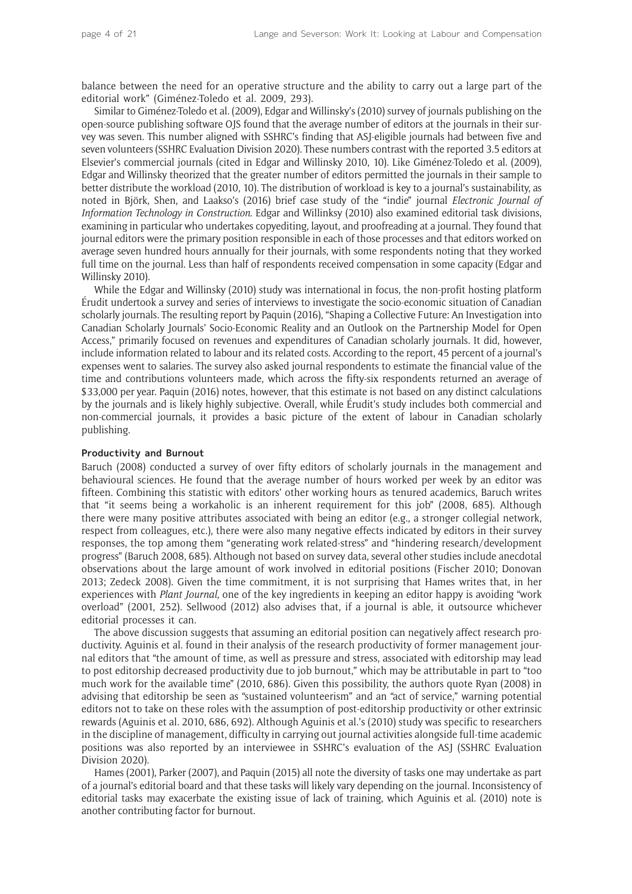balance between the need for an operative structure and the ability to carry out a large part of the editorial work" (Giménez-Toledo et al. 2009, 293).

Similar to Giménez-Toledo et al. (2009), Edgar and Willinsky's (2010) survey of journals publishing on the open-source publishing software OJS found that the average number of editors at the journals in their survey was seven. This number aligned with SSHRC's finding that ASJ-eligible journals had between five and seven volunteers (SSHRC Evaluation Division 2020). These numbers contrast with the reported 3.5 editors at Elsevier's commercial journals (cited in Edgar and Willinsky 2010, 10). Like Giménez-Toledo et al. (2009), Edgar and Willinsky theorized that the greater number of editors permitted the journals in their sample to better distribute the workload (2010, 10). The distribution of workload is key to a journal's sustainability, as noted in Björk, Shen, and Laakso's (2016) brief case study of the "indie" journal *Electronic Journal of Information Technology in Construction.* Edgar and Willinksy (2010) also examined editorial task divisions, examining in particular who undertakes copyediting, layout, and proofreading at a journal. They found that journal editors were the primary position responsible in each of those processes and that editors worked on average seven hundred hours annually for their journals, with some respondents noting that they worked full time on the journal. Less than half of respondents received compensation in some capacity (Edgar and Willinsky 2010).

While the Edgar and Willinsky (2010) study was international in focus, the non-profit hosting platform Érudit undertook a survey and series of interviews to investigate the socio-economic situation of Canadian scholarly journals. The resulting report by Paquin (2016), "Shaping a Collective Future: An Investigation into Canadian Scholarly Journals' Socio-Economic Reality and an Outlook on the Partnership Model for Open Access," primarily focused on revenues and expenditures of Canadian scholarly journals. It did, however, include information related to labour and its related costs. According to the report, 45 percent of a journal's expenses went to salaries. The survey also asked journal respondents to estimate the financial value of the time and contributions volunteers made, which across the fifty-six respondents returned an average of $33,000 per year. Paquin (2016) notes, however, that this estimate is not based on any distinct calculations by the journals and is likely highly subjective. Overall, while Érudit's study includes both commercial and non-commercial journals, it provides a basic picture of the extent of labour in Canadian scholarly publishing.

### Productivity and Burnout

Baruch (2008) conducted a survey of over fifty editors of scholarly journals in the management and behavioural sciences. He found that the average number of hours worked per week by an editor was fifteen. Combining this statistic with editors' other working hours as tenured academics, Baruch writes that "it seems being a workaholic is an inherent requirement for this job" (2008, 685). Although there were many positive attributes associated with being an editor (e.g., a stronger collegial network, respect from colleagues, etc.), there were also many negative effects indicated by editors in their survey responses, the top among them "generating work related-stress" and "hindering research/development progress" (Baruch 2008, 685). Although not based on survey data, several other studies include anecdotal observations about the large amount of work involved in editorial positions (Fischer 2010; Donovan 2013; Zedeck 2008). Given the time commitment, it is not surprising that Hames writes that, in her experiences with *Plant Journal*, one of the key ingredients in keeping an editor happy is avoiding "work overload" (2001, 252). Sellwood (2012) also advises that, if a journal is able, it outsource whichever editorial processes it can.

The above discussion suggests that assuming an editorial position can negatively affect research productivity. Aguinis et al. found in their analysis of the research productivity of former management journal editors that "the amount of time, as well as pressure and stress, associated with editorship may lead to post editorship decreased productivity due to job burnout," which may be attributable in part to "too much work for the available time" (2010, 686). Given this possibility, the authors quote Ryan (2008) in advising that editorship be seen as "sustained volunteerism" and an "act of service," warning potential editors not to take on these roles with the assumption of post-editorship productivity or other extrinsic rewards (Aguinis et al. 2010, 686, 692). Although Aguinis et al.'s (2010) study was specific to researchers in the discipline of management, difficulty in carrying out journal activities alongside full-time academic positions was also reported by an interviewee in SSHRC's evaluation of the ASJ (SSHRC Evaluation Division 2020).

Hames (2001), Parker (2007), and Paquin (2015) all note the diversity of tasks one may undertake as part of a journal's editorial board and that these tasks will likely vary depending on the journal. Inconsistency of editorial tasks may exacerbate the existing issue of lack of training, which Aguinis et al. (2010) note is another contributing factor for burnout.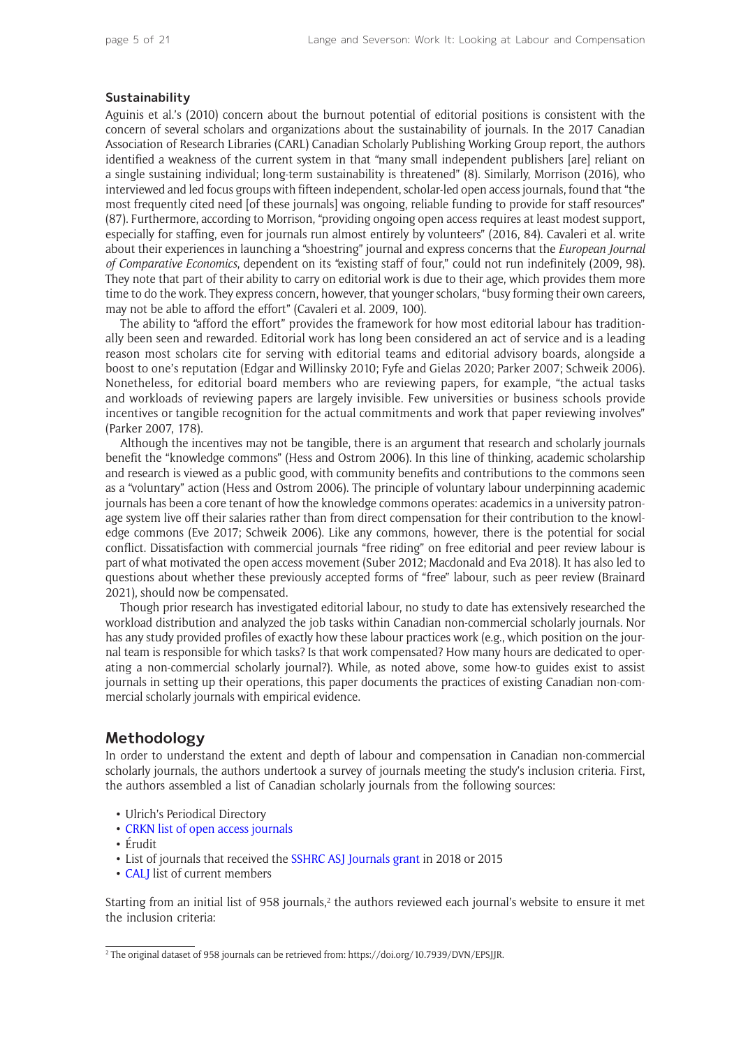### Sustainability

Aguinis et al.'s (2010) concern about the burnout potential of editorial positions is consistent with the concern of several scholars and organizations about the sustainability of journals. In the 2017 Canadian Association of Research Libraries (CARL) Canadian Scholarly Publishing Working Group report, the authors identified a weakness of the current system in that "many small independent publishers [are] reliant on a single sustaining individual; long-term sustainability is threatened" (8). Similarly, Morrison (2016), who interviewed and led focus groups with fifteen independent, scholar-led open access journals, found that "the most frequently cited need [of these journals] was ongoing, reliable funding to provide for staff resources" (87). Furthermore, according to Morrison, "providing ongoing open access requires at least modest support, especially for staffing, even for journals run almost entirely by volunteers" (2016, 84). Cavaleri et al. write about their experiences in launching a "shoestring" journal and express concerns that the *European Journal of Comparative Economics*, dependent on its "existing staff of four," could not run indefinitely (2009, 98). They note that part of their ability to carry on editorial work is due to their age, which provides them more time to do the work. They express concern, however, that younger scholars, "busy forming their own careers, may not be able to afford the effort" (Cavaleri et al. 2009, 100).

The ability to "afford the effort" provides the framework for how most editorial labour has traditionally been seen and rewarded. Editorial work has long been considered an act of service and is a leading reason most scholars cite for serving with editorial teams and editorial advisory boards, alongside a boost to one's reputation (Edgar and Willinsky 2010; Fyfe and Gielas 2020; Parker 2007; Schweik 2006). Nonetheless, for editorial board members who are reviewing papers, for example, "the actual tasks and workloads of reviewing papers are largely invisible. Few universities or business schools provide incentives or tangible recognition for the actual commitments and work that paper reviewing involves" (Parker 2007, 178).

Although the incentives may not be tangible, there is an argument that research and scholarly journals benefit the "knowledge commons" (Hess and Ostrom 2006). In this line of thinking, academic scholarship and research is viewed as a public good, with community benefits and contributions to the commons seen as a "voluntary" action (Hess and Ostrom 2006). The principle of voluntary labour underpinning academic journals has been a core tenant of how the knowledge commons operates: academics in a university patronage system live off their salaries rather than from direct compensation for their contribution to the knowledge commons (Eve 2017; Schweik 2006). Like any commons, however, there is the potential for social conflict. Dissatisfaction with commercial journals "free riding" on free editorial and peer review labour is part of what motivated the open access movement (Suber 2012; Macdonald and Eva 2018). It has also led to questions about whether these previously accepted forms of "free" labour, such as peer review (Brainard 2021), should now be compensated.

Though prior research has investigated editorial labour, no study to date has extensively researched the workload distribution and analyzed the job tasks within Canadian non-commercial scholarly journals. Nor has any study provided profiles of exactly how these labour practices work (e.g., which position on the journal team is responsible for which tasks? Is that work compensated? How many hours are dedicated to operating a non-commercial scholarly journal?). While, as noted above, some how-to guides exist to assist journals in setting up their operations, this paper documents the practices of existing Canadian non-commercial scholarly journals with empirical evidence.

## Methodology

In order to understand the extent and depth of labour and compensation in Canadian non-commercial scholarly journals, the authors undertook a survey of journals meeting the study's inclusion criteria. First, the authors assembled a list of Canadian scholarly journals from the following sources:

- Ulrich's Periodical Directory
- CRKN list of open access journals
- Érudit
- List of journals that received the SSHRC ASJ Journals grant in 2018 or 2015
- CALJ list of current members

Starting from an initial list of 958 journals,[2] the authors reviewed each journal's website to ensure it met the inclusion criteria:

[2] The original dataset of 958 journals can be retrieved from: https://doi.org/10.7939/DVN/EPSJJR.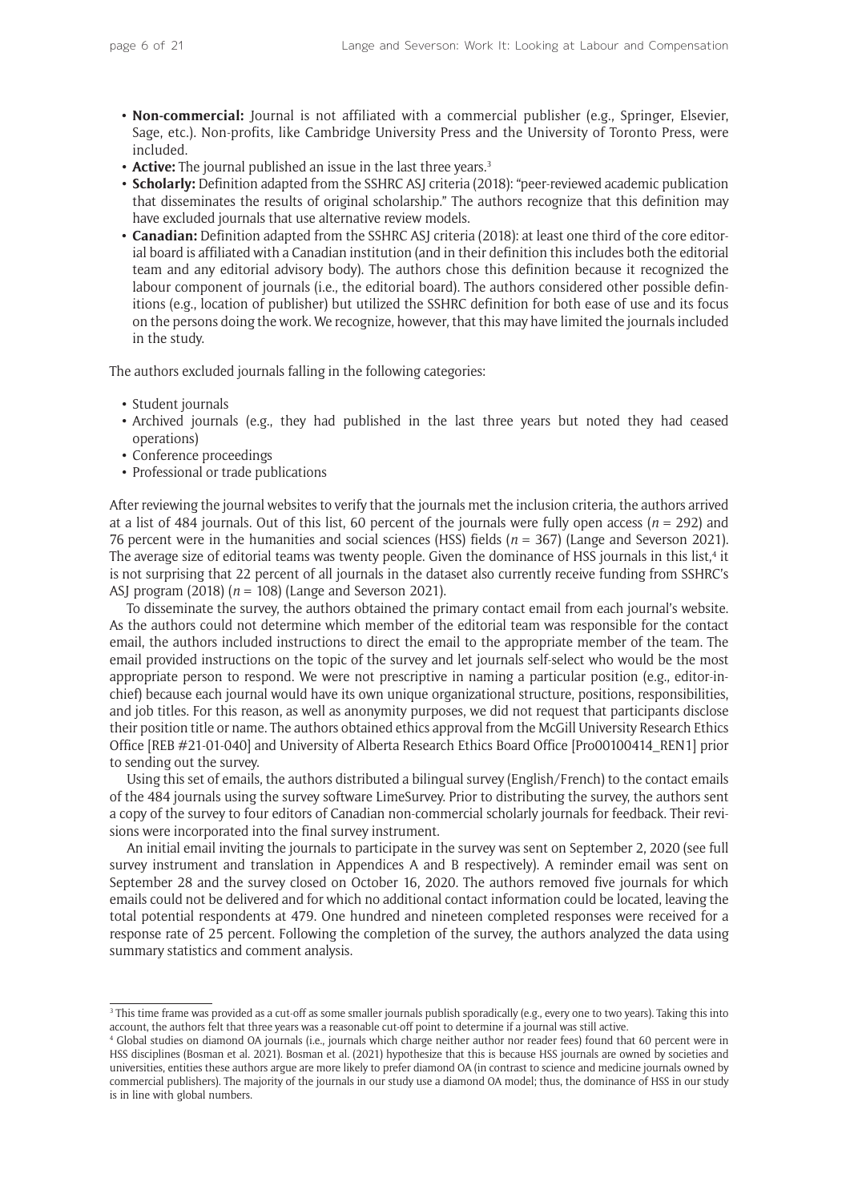- **Non-commercial:** Journal is not affiliated with a commercial publisher (e.g., Springer, Elsevier, Sage, etc.). Non-profits, like Cambridge University Press and the University of Toronto Press, were included.
- **Active:** The journal published an issue in the last three years.[3]
- **Scholarly:** Definition adapted from the SSHRC ASJ criteria (2018): "peer-reviewed academic publication that disseminates the results of original scholarship." The authors recognize that this definition may have excluded journals that use alternative review models.
- **Canadian:** Definition adapted from the SSHRC ASJ criteria (2018): at least one third of the core editorial board is affiliated with a Canadian institution (and in their definition this includes both the editorial team and any editorial advisory body). The authors chose this definition because it recognized the labour component of journals (i.e., the editorial board). The authors considered other possible definitions (e.g., location of publisher) but utilized the SSHRC definition for both ease of use and its focus on the persons doing the work. We recognize, however, that this may have limited the journals included in the study.

The authors excluded journals falling in the following categories:

- Student journals
- Archived journals (e.g., they had published in the last three years but noted they had ceased operations)
- Conference proceedings
- Professional or trade publications

After reviewing the journal websites to verify that the journals met the inclusion criteria, the authors arrived at a list of 484 journals. Out of this list, 60 percent of the journals were fully open access ($n = 292$) and 76 percent were in the humanities and social sciences (HSS) fields ($n = 367$) (Lange and Severson 2021). The average size of editorial teams was twenty people. Given the dominance of HSS journals in this list,[4] it is not surprising that 22 percent of all journals in the dataset also currently receive funding from SSHRC's ASJ program (2018) ($n = 108$) (Lange and Severson 2021).

To disseminate the survey, the authors obtained the primary contact email from each journal's website. As the authors could not determine which member of the editorial team was responsible for the contact email, the authors included instructions to direct the email to the appropriate member of the team. The email provided instructions on the topic of the survey and let journals self-select who would be the most appropriate person to respond. We were not prescriptive in naming a particular position (e.g., editor-in-chief) because each journal would have its own unique organizational structure, positions, responsibilities, and job titles. For this reason, as well as anonymity purposes, we did not request that participants disclose their position title or name. The authors obtained ethics approval from the McGill University Research Ethics Office [REB #21-01-040] and University of Alberta Research Ethics Board Office [Pro00100414_REN1] prior to sending out the survey.

Using this set of emails, the authors distributed a bilingual survey (English/French) to the contact emails of the 484 journals using the survey software LimeSurvey. Prior to distributing the survey, the authors sent a copy of the survey to four editors of Canadian non-commercial scholarly journals for feedback. Their revisions were incorporated into the final survey instrument.

An initial email inviting the journals to participate in the survey was sent on September 2, 2020 (see full survey instrument and translation in Appendices A and B respectively). A reminder email was sent on September 28 and the survey closed on October 16, 2020. The authors removed five journals for which emails could not be delivered and for which no additional contact information could be located, leaving the total potential respondents at 479. One hundred and nineteen completed responses were received for a response rate of 25 percent. Following the completion of the survey, the authors analyzed the data using summary statistics and comment analysis.

---

[3] This time frame was provided as a cut-off as some smaller journals publish sporadically (e.g., every one to two years). Taking this into account, the authors felt that three years was a reasonable cut-off point to determine if a journal was still active.

[4] Global studies on diamond OA journals (i.e., journals which charge neither author nor reader fees) found that 60 percent were in HSS disciplines (Bosman et al. 2021). Bosman et al. (2021) hypothesize that this is because HSS journals are owned by societies and universities, entities these authors argue are more likely to prefer diamond OA (in contrast to science and medicine journals owned by commercial publishers). The majority of the journals in our study use a diamond OA model; thus, the dominance of HSS in our study is in line with global numbers.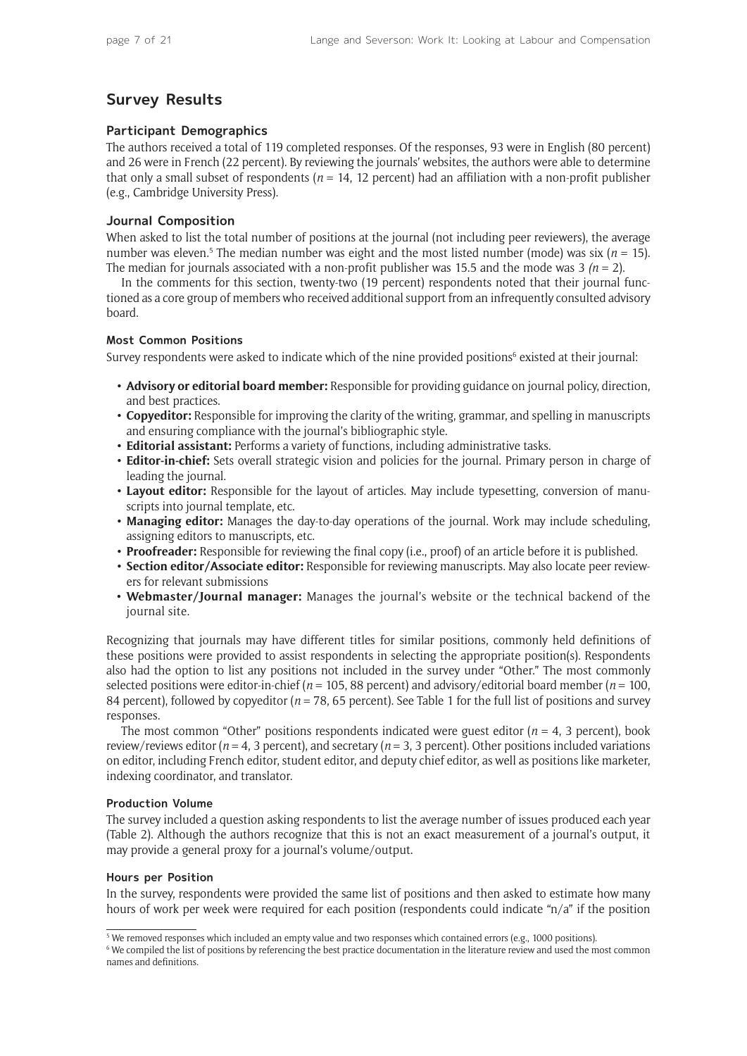## Survey Results

### Participant Demographics

The authors received a total of 119 completed responses. Of the responses, 93 were in English (80 percent) and 26 were in French (22 percent). By reviewing the journals' websites, the authors were able to determine that only a small subset of respondents ($n$ = 14, 12 percent) had an affiliation with a non-profit publisher (e.g., Cambridge University Press).

### Journal Composition

When asked to list the total number of positions at the journal (not including peer reviewers), the average number was eleven.[5] The median number was eight and the most listed number (mode) was six ($n$ = 15). The median for journals associated with a non-profit publisher was 15.5 and the mode was 3 ($n$ = 2).

In the comments for this section, twenty-two (19 percent) respondents noted that their journal functioned as a core group of members who received additional support from an infrequently consulted advisory board.

#### Most Common Positions

Survey respondents were asked to indicate which of the nine provided positions[6] existed at their journal:

- **Advisory or editorial board member:** Responsible for providing guidance on journal policy, direction, and best practices.
- **Copyeditor:** Responsible for improving the clarity of the writing, grammar, and spelling in manuscripts and ensuring compliance with the journal's bibliographic style.
- **Editorial assistant:** Performs a variety of functions, including administrative tasks.
- **Editor-in-chief:** Sets overall strategic vision and policies for the journal. Primary person in charge of leading the journal.
- **Layout editor:** Responsible for the layout of articles. May include typesetting, conversion of manuscripts into journal template, etc.
- **Managing editor:** Manages the day-to-day operations of the journal. Work may include scheduling, assigning editors to manuscripts, etc.
- **Proofreader:** Responsible for reviewing the final copy (i.e., proof) of an article before it is published.
- **Section editor/Associate editor:** Responsible for reviewing manuscripts. May also locate peer reviewers for relevant submissions
- **Webmaster/Journal manager:** Manages the journal's website or the technical backend of the journal site.

Recognizing that journals may have different titles for similar positions, commonly held definitions of these positions were provided to assist respondents in selecting the appropriate position(s). Respondents also had the option to list any positions not included in the survey under "Other." The most commonly selected positions were editor-in-chief ($n$ = 105, 88 percent) and advisory/editorial board member ($n$ = 100, 84 percent), followed by copyeditor ($n$ = 78, 65 percent). See Table 1 for the full list of positions and survey responses.

The most common "Other" positions respondents indicated were guest editor ($n$ = 4, 3 percent), book review/reviews editor ($n$ = 4, 3 percent), and secretary ($n$ = 3, 3 percent). Other positions included variations on editor, including French editor, student editor, and deputy chief editor, as well as positions like marketer, indexing coordinator, and translator.

#### Production Volume

The survey included a question asking respondents to list the average number of issues produced each year (Table 2). Although the authors recognize that this is not an exact measurement of a journal's output, it may provide a general proxy for a journal's volume/output.

#### Hours per Position

In the survey, respondents were provided the same list of positions and then asked to estimate how many hours of work per week were required for each position (respondents could indicate "n/a" if the position

[5] We removed responses which included an empty value and two responses which contained errors (e.g., 1000 positions).

[6] We compiled the list of positions by referencing the best practice documentation in the literature review and used the most common names and definitions.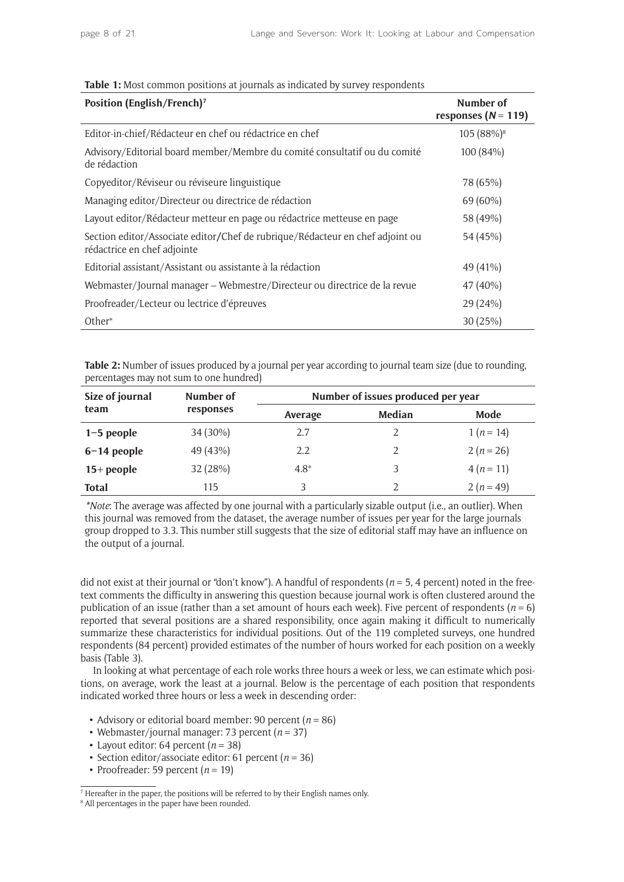**Table 1:** Most common positions at journals as indicated by survey respondents

| Position (English/French)[7] | Number of responses ($N = 119$) |
|---|---|
| Editor-in-chief/Rédacteur en chef ou rédactrice en chef | 105 (88%)[8] |
| Advisory/Editorial board member/Membre du comité consultatif ou du comité de rédaction | 100 (84%) |
| Copyeditor/Réviseur ou réviseure linguistique | 78 (65%) |
| Managing editor/Directeur ou directrice de rédaction | 69 (60%) |
| Layout editor/Rédacteur metteur en page ou rédactrice metteuse en page | 58 (49%) |
| Section editor/Associate editor/Chef de rubrique/Rédacteur en chef adjoint ou rédactrice en chef adjointe | 54 (45%) |
| Editorial assistant/Assistant ou assistante à la rédaction | 49 (41%) |
| Webmaster/Journal manager – Webmestre/Directeur ou directrice de la revue | 47 (40%) |
| Proofreader/Lecteur ou lectrice d'épreuves | 29 (24%) |
| Other* | 30 (25%) |

**Table 2:** Number of issues produced by a journal per year according to journal team size (due to rounding, percentages may not sum to one hundred)

| Size of journal team | Number of responses | Number of issues produced per year | | |
|---|---|---|---|---|
| | | Average | Median | Mode |
| **1–5 people** | 34 (30%) | 2.7 | 2 | 1 ($n = 14$) |
| **6–14 people** | 49 (43%) | 2.2 | 2 | 2 ($n = 26$) |
| **15+ people** | 32 (28%) | 4.8* | 3 | 4 ($n = 11$) |
| **Total** | 115 | 3 | 2 | 2 ($n = 49$) |

*\*Note*: The average was affected by one journal with a particularly sizable output (i.e., an outlier). When this journal was removed from the dataset, the average number of issues per year for the large journals group dropped to 3.3. This number still suggests that the size of editorial staff may have an influence on the output of a journal.

did not exist at their journal or "don't know"). A handful of respondents ($n = 5$, 4 percent) noted in the free-text comments the difficulty in answering this question because journal work is often clustered around the publication of an issue (rather than a set amount of hours each week). Five percent of respondents ($n = 6$) reported that several positions are a shared responsibility, once again making it difficult to numerically summarize these characteristics for individual positions. Out of the 119 completed surveys, one hundred respondents (84 percent) provided estimates of the number of hours worked for each position on a weekly basis (Table 3).

In looking at what percentage of each role works three hours a week or less, we can estimate which positions, on average, work the least at a journal. Below is the percentage of each position that respondents indicated worked three hours or less a week in descending order:

- Advisory or editorial board member: 90 percent ($n = 86$)
- Webmaster/journal manager: 73 percent ($n = 37$)
- Layout editor: 64 percent ($n = 38$)
- Section editor/associate editor: 61 percent ($n = 36$)
- Proofreader: 59 percent ($n = 19$)

[7] Hereafter in the paper, the positions will be referred to by their English names only.

[8] All percentages in the paper have been rounded.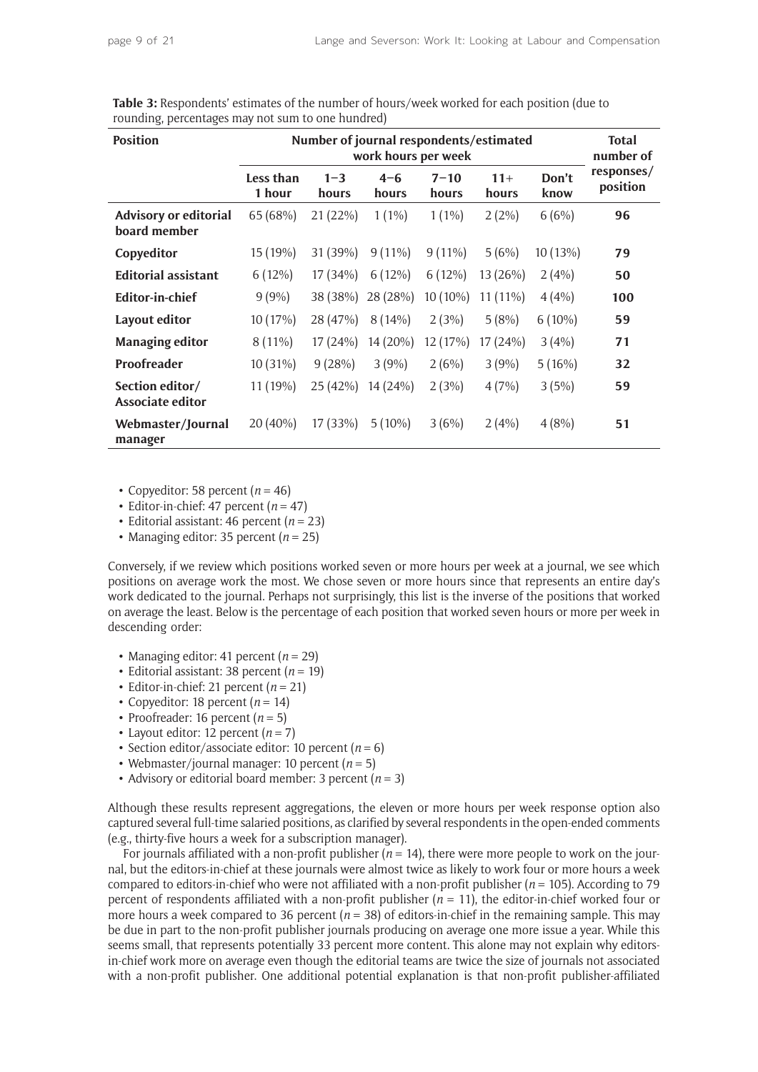**Table 3:** Respondents' estimates of the number of hours/week worked for each position (due to rounding, percentages may not sum to one hundred)

| Position | Number of journal respondents/estimated work hours per week | | | | | | Total number of responses/ position |
|---|---|---|---|---|---|---|---|
| | Less than 1 hour | 1–3 hours | 4–6 hours | 7–10 hours | 11+ hours | Don't know | |
| **Advisory or editorial board member** | 65 (68%) | 21 (22%) | 1 (1%) | 1 (1%) | 2 (2%) | 6 (6%) | **96** |
| **Copyeditor** | 15 (19%) | 31 (39%) | 9 (11%) | 9 (11%) | 5 (6%) | 10 (13%) | **79** |
| **Editorial assistant** | 6 (12%) | 17 (34%) | 6 (12%) | 6 (12%) | 13 (26%) | 2 (4%) | **50** |
| **Editor-in-chief** | 9 (9%) | 38 (38%) | 28 (28%) | 10 (10%) | 11 (11%) | 4 (4%) | **100** |
| **Layout editor** | 10 (17%) | 28 (47%) | 8 (14%) | 2 (3%) | 5 (8%) | 6 (10%) | **59** |
| **Managing editor** | 8 (11%) | 17 (24%) | 14 (20%) | 12 (17%) | 17 (24%) | 3 (4%) | **71** |
| **Proofreader** | 10 (31%) | 9 (28%) | 3 (9%) | 2 (6%) | 3 (9%) | 5 (16%) | **32** |
| **Section editor/ Associate editor** | 11 (19%) | 25 (42%) | 14 (24%) | 2 (3%) | 4 (7%) | 3 (5%) | **59** |
| **Webmaster/Journal manager** | 20 (40%) | 17 (33%) | 5 (10%) | 3 (6%) | 2 (4%) | 4 (8%) | **51** |

- Copyeditor: 58 percent ($n = 46$)
- Editor-in-chief: 47 percent ($n = 47$)
- Editorial assistant: 46 percent ($n = 23$)
- Managing editor: 35 percent ($n = 25$)

Conversely, if we review which positions worked seven or more hours per week at a journal, we see which positions on average work the most. We chose seven or more hours since that represents an entire day's work dedicated to the journal. Perhaps not surprisingly, this list is the inverse of the positions that worked on average the least. Below is the percentage of each position that worked seven hours or more per week in descending order:

- Managing editor: 41 percent ($n = 29$)
- Editorial assistant: 38 percent ($n = 19$)
- Editor-in-chief: 21 percent ($n = 21$)
- Copyeditor: 18 percent ($n = 14$)
- Proofreader: 16 percent ($n = 5$)
- Layout editor: 12 percent ($n = 7$)
- Section editor/associate editor: 10 percent ($n = 6$)
- Webmaster/journal manager: 10 percent ($n = 5$)
- Advisory or editorial board member: 3 percent ($n = 3$)

Although these results represent aggregations, the eleven or more hours per week response option also captured several full-time salaried positions, as clarified by several respondents in the open-ended comments (e.g., thirty-five hours a week for a subscription manager).

For journals affiliated with a non-profit publisher ($n = 14$), there were more people to work on the journal, but the editors-in-chief at these journals were almost twice as likely to work four or more hours a week compared to editors-in-chief who were not affiliated with a non-profit publisher ($n = 105$). According to 79 percent of respondents affiliated with a non-profit publisher ($n = 11$), the editor-in-chief worked four or more hours a week compared to 36 percent ($n = 38$) of editors-in-chief in the remaining sample. This may be due in part to the non-profit publisher journals producing on average one more issue a year. While this seems small, that represents potentially 33 percent more content. This alone may not explain why editors-in-chief work more on average even though the editorial teams are twice the size of journals not associated with a non-profit publisher. One additional potential explanation is that non-profit publisher-affiliated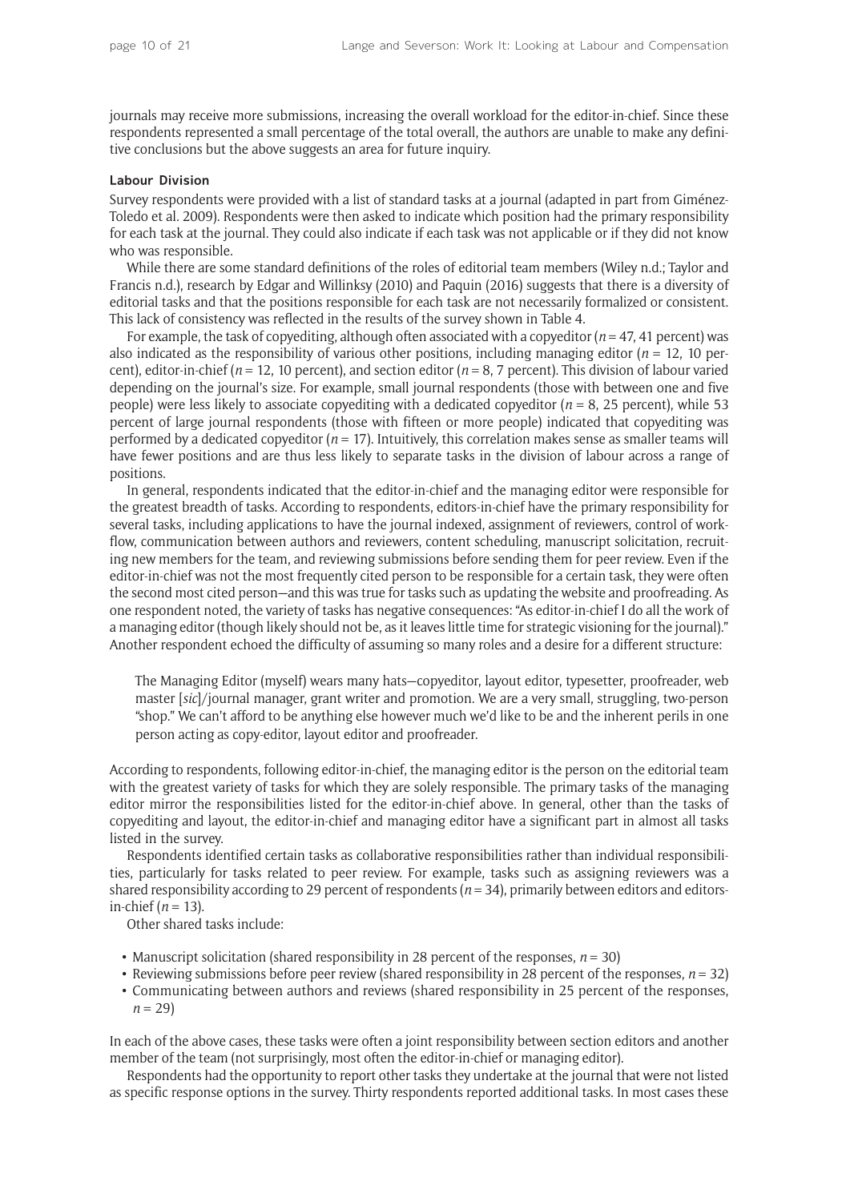journals may receive more submissions, increasing the overall workload for the editor-in-chief. Since these respondents represented a small percentage of the total overall, the authors are unable to make any definitive conclusions but the above suggests an area for future inquiry.

### Labour Division

Survey respondents were provided with a list of standard tasks at a journal (adapted in part from Giménez-Toledo et al. 2009). Respondents were then asked to indicate which position had the primary responsibility for each task at the journal. They could also indicate if each task was not applicable or if they did not know who was responsible.

While there are some standard definitions of the roles of editorial team members (Wiley n.d.; Taylor and Francis n.d.), research by Edgar and Willinksy (2010) and Paquin (2016) suggests that there is a diversity of editorial tasks and that the positions responsible for each task are not necessarily formalized or consistent. This lack of consistency was reflected in the results of the survey shown in Table 4.

For example, the task of copyediting, although often associated with a copyeditor (*n* = 47, 41 percent) was also indicated as the responsibility of various other positions, including managing editor (*n* = 12, 10 percent), editor-in-chief (*n* = 12, 10 percent), and section editor (*n* = 8, 7 percent). This division of labour varied depending on the journal's size. For example, small journal respondents (those with between one and five people) were less likely to associate copyediting with a dedicated copyeditor (*n* = 8, 25 percent), while 53 percent of large journal respondents (those with fifteen or more people) indicated that copyediting was performed by a dedicated copyeditor (*n* = 17). Intuitively, this correlation makes sense as smaller teams will have fewer positions and are thus less likely to separate tasks in the division of labour across a range of positions.

In general, respondents indicated that the editor-in-chief and the managing editor were responsible for the greatest breadth of tasks. According to respondents, editors-in-chief have the primary responsibility for several tasks, including applications to have the journal indexed, assignment of reviewers, control of workflow, communication between authors and reviewers, content scheduling, manuscript solicitation, recruiting new members for the team, and reviewing submissions before sending them for peer review. Even if the editor-in-chief was not the most frequently cited person to be responsible for a certain task, they were often the second most cited person—and this was true for tasks such as updating the website and proofreading. As one respondent noted, the variety of tasks has negative consequences: "As editor-in-chief I do all the work of a managing editor (though likely should not be, as it leaves little time for strategic visioning for the journal)." Another respondent echoed the difficulty of assuming so many roles and a desire for a different structure:

> The Managing Editor (myself) wears many hats—copyeditor, layout editor, typesetter, proofreader, web master [*sic*]/journal manager, grant writer and promotion. We are a very small, struggling, two-person "shop." We can't afford to be anything else however much we'd like to be and the inherent perils in one person acting as copy-editor, layout editor and proofreader.

According to respondents, following editor-in-chief, the managing editor is the person on the editorial team with the greatest variety of tasks for which they are solely responsible. The primary tasks of the managing editor mirror the responsibilities listed for the editor-in-chief above. In general, other than the tasks of copyediting and layout, the editor-in-chief and managing editor have a significant part in almost all tasks listed in the survey.

Respondents identified certain tasks as collaborative responsibilities rather than individual responsibilities, particularly for tasks related to peer review. For example, tasks such as assigning reviewers was a shared responsibility according to 29 percent of respondents (*n* = 34), primarily between editors and editors-in-chief (*n* = 13).

Other shared tasks include:

- Manuscript solicitation (shared responsibility in 28 percent of the responses, *n* = 30)
- Reviewing submissions before peer review (shared responsibility in 28 percent of the responses, *n* = 32)
- Communicating between authors and reviews (shared responsibility in 25 percent of the responses, *n* = 29)

In each of the above cases, these tasks were often a joint responsibility between section editors and another member of the team (not surprisingly, most often the editor-in-chief or managing editor).

Respondents had the opportunity to report other tasks they undertake at the journal that were not listed as specific response options in the survey. Thirty respondents reported additional tasks. In most cases these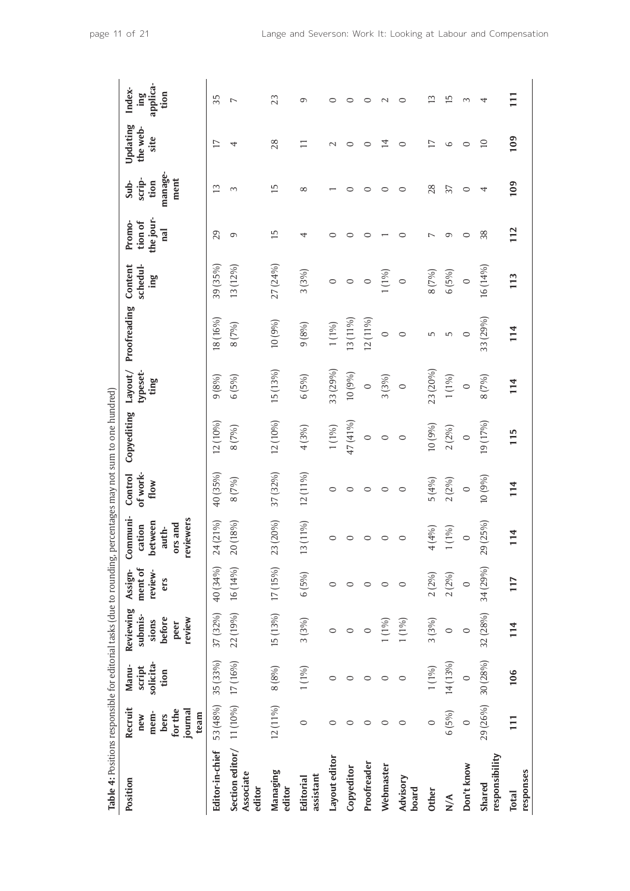**Table 4:** Positions responsible for editorial tasks (due to rounding, percentages may not sum to one hundred)

| Position | Recruit new members for the journal team | Manuscript solicitation | Reviewing submissions before peer review | Assignment of reviewers | Communication between authors and reviewers | Control of workflow | Copyediting | Layout/typesetting | Proofreading | Content scheduling | Promotion of the journal | Subscription management | Updating the website | Indexing application |
|---|---|---|---|---|---|---|---|---|---|---|---|---|---|---|
| **Editor-in-chief** | 53 (48%) | 35 (33%) | 37 (32%) | 40 (34%) | 24 (21%) | 40 (35%) | 12 (10%) | 9 (8%) | 18 (16%) | 39 (35%) | 29 | 13 | 17 | 35 |
| **Section editor/ Associate editor** | 11 (10%) | 17 (16%) | 22 (19%) | 16 (14%) | 20 (18%) | 8 (7%) | 8 (7%) | 6 (5%) | 8 (7%) | 13 (12%) | 9 | 3 | 4 | 7 |
| **Managing editor** | 12 (11%) | 8 (8%) | 15 (13%) | 17 (15%) | 23 (20%) | 37 (32%) | 12 (10%) | 15 (13%) | 10 (9%) | 27 (24%) | 15 | 15 | 28 | 23 |
| **Editorial assistant** | 0 | 1 (1%) | 3 (3%) | 6 (5%) | 13 (11%) | 12 (11%) | 4 (3%) | 6 (5%) | 9 (8%) | 3 (3%) | 4 | 8 | 11 | 9 |
| **Layout editor** | 0 | 0 | 0 | 0 | 0 | 0 | 1 (1%) | 33 (29%) | 1 (1%) | 0 | 0 | 1 | 2 | 0 |
| **Copyeditor** | 0 | 0 | 0 | 0 | 0 | 0 | 47 (41%) | 10 (9%) | 13 (11%) | 0 | 0 | 0 | 0 | 0 |
| **Proofreader** | 0 | 0 | 0 | 0 | 0 | 0 | 0 | 0 | 12 (11%) | 0 | 0 | 0 | 0 | 0 |
| **Webmaster** | 0 | 0 | 1 (1%) | 0 | 0 | 0 | 0 | 3 (3%) | 0 | 1 (1%) | 1 | 0 | 14 | 2 |
| **Advisory board** | 0 | 0 | 1 (1%) | 0 | 0 | 0 | 0 | 0 | 0 | 0 | 0 | 0 | 0 | 0 |
| **Other** | 0 | 1 (1%) | 3 (3%) | 2 (2%) | 4 (4%) | 5 (4%) | 10 (9%) | 23 (20%) | 5 | 8 (7%) | 7 | 28 | 17 | 13 |
| **N/A** | 6 (5%) | 14 (13%) | 0 | 2 (2%) | 1 (1%) | 2 (2%) | 2 (2%) | 1 (1%) | 5 | 6 (5%) | 9 | 37 | 6 | 15 |
| **Don't know** | 0 | 0 | 0 | 0 | 0 | 0 | 0 | 0 | 0 | 0 | 0 | 0 | 0 | 3 |
| **Shared responsibility** | 29 (26%) | 30 (28%) | 32 (28%) | 34 (29%) | 29 (25%) | 10 (9%) | 19 (17%) | 8 (7%) | 33 (29%) | 16 (14%) | 38 | 4 | 10 | 4 |
| **Total responses** | **111** | **106** | **114** | **117** | **114** | **114** | **115** | **114** | **114** | **113** | **112** | **109** | **109** | **111** |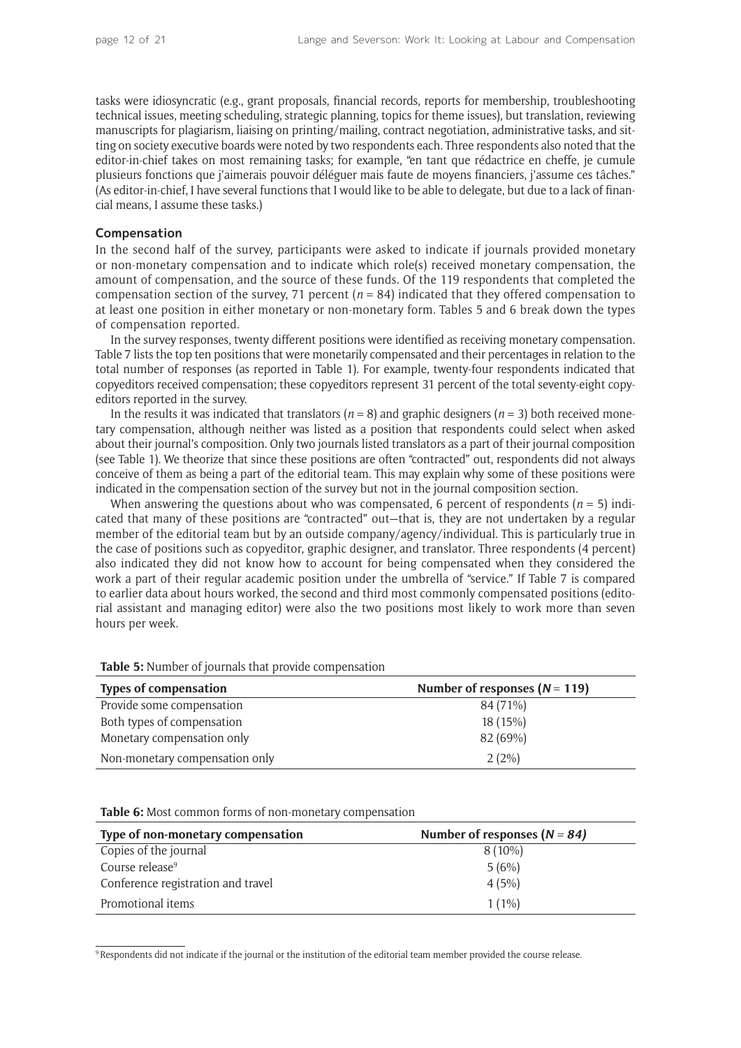tasks were idiosyncratic (e.g., grant proposals, financial records, reports for membership, troubleshooting technical issues, meeting scheduling, strategic planning, topics for theme issues), but translation, reviewing manuscripts for plagiarism, liaising on printing/mailing, contract negotiation, administrative tasks, and sitting on society executive boards were noted by two respondents each. Three respondents also noted that the editor-in-chief takes on most remaining tasks; for example, "en tant que rédactrice en cheffe, je cumule plusieurs fonctions que j'aimerais pouvoir déléguer mais faute de moyens financiers, j'assume ces tâches." (As editor-in-chief, I have several functions that I would like to be able to delegate, but due to a lack of financial means, I assume these tasks.)

### Compensation

In the second half of the survey, participants were asked to indicate if journals provided monetary or non-monetary compensation and to indicate which role(s) received monetary compensation, the amount of compensation, and the source of these funds. Of the 119 respondents that completed the compensation section of the survey, 71 percent (*n* = 84) indicated that they offered compensation to at least one position in either monetary or non-monetary form. Tables 5 and 6 break down the types of compensation reported.

In the survey responses, twenty different positions were identified as receiving monetary compensation. Table 7 lists the top ten positions that were monetarily compensated and their percentages in relation to the total number of responses (as reported in Table 1). For example, twenty-four respondents indicated that copyeditors received compensation; these copyeditors represent 31 percent of the total seventy-eight copyeditors reported in the survey.

In the results it was indicated that translators (*n* = 8) and graphic designers (*n* = 3) both received monetary compensation, although neither was listed as a position that respondents could select when asked about their journal's composition. Only two journals listed translators as a part of their journal composition (see Table 1). We theorize that since these positions are often "contracted" out, respondents did not always conceive of them as being a part of the editorial team. This may explain why some of these positions were indicated in the compensation section of the survey but not in the journal composition section.

When answering the questions about who was compensated, 6 percent of respondents (*n* = 5) indicated that many of these positions are "contracted" out—that is, they are not undertaken by a regular member of the editorial team but by an outside company/agency/individual. This is particularly true in the case of positions such as copyeditor, graphic designer, and translator. Three respondents (4 percent) also indicated they did not know how to account for being compensated when they considered the work a part of their regular academic position under the umbrella of "service." If Table 7 is compared to earlier data about hours worked, the second and third most commonly compensated positions (editorial assistant and managing editor) were also the two positions most likely to work more than seven hours per week.

**Table 5:** Number of journals that provide compensation

| Types of compensation | Number of responses (*N* = 119) |
|---|---|
| Provide some compensation | 84 (71%) |
| Both types of compensation | 18 (15%) |
| Monetary compensation only | 82 (69%) |
| Non-monetary compensation only | 2 (2%) |

**Table 6:** Most common forms of non-monetary compensation

| Type of non-monetary compensation | Number of responses (*N* = *84*) |
|---|---|
| Copies of the journal | 8 (10%) |
| Course release[9] | 5 (6%) |
| Conference registration and travel | 4 (5%) |
| Promotional items | 1 (1%) |

[9] Respondents did not indicate if the journal or the institution of the editorial team member provided the course release.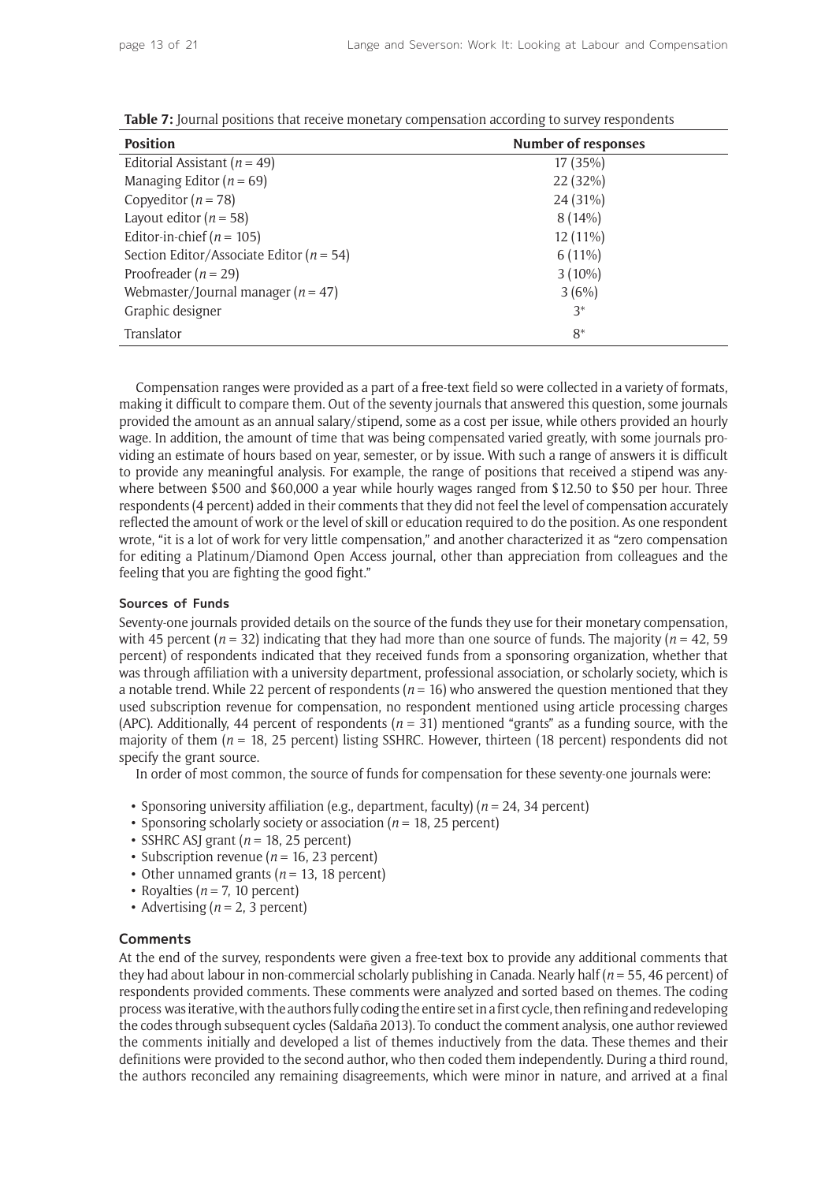**Table 7:** Journal positions that receive monetary compensation according to survey respondents

| Position | Number of responses |
|---|---|
| Editorial Assistant (*n* = 49) | 17 (35%) |
| Managing Editor (*n* = 69) | 22 (32%) |
| Copyeditor (*n* = 78) | 24 (31%) |
| Layout editor (*n* = 58) | 8 (14%) |
| Editor-in-chief (*n* = 105) | 12 (11%) |
| Section Editor/Associate Editor (*n* = 54) | 6 (11%) |
| Proofreader (*n* = 29) | 3 (10%) |
| Webmaster/Journal manager (*n* = 47) | 3 (6%) |
| Graphic designer | 3* |
| Translator | 8* |

Compensation ranges were provided as a part of a free-text field so were collected in a variety of formats, making it difficult to compare them. Out of the seventy journals that answered this question, some journals provided the amount as an annual salary/stipend, some as a cost per issue, while others provided an hourly wage. In addition, the amount of time that was being compensated varied greatly, with some journals providing an estimate of hours based on year, semester, or by issue. With such a range of answers it is difficult to provide any meaningful analysis. For example, the range of positions that received a stipend was anywhere between $500 and $60,000 a year while hourly wages ranged from $12.50 to $50 per hour. Three respondents (4 percent) added in their comments that they did not feel the level of compensation accurately reflected the amount of work or the level of skill or education required to do the position. As one respondent wrote, "it is a lot of work for very little compensation," and another characterized it as "zero compensation for editing a Platinum/Diamond Open Access journal, other than appreciation from colleagues and the feeling that you are fighting the good fight."

#### Sources of Funds

Seventy-one journals provided details on the source of the funds they use for their monetary compensation, with 45 percent (*n* = 32) indicating that they had more than one source of funds. The majority (*n* = 42, 59 percent) of respondents indicated that they received funds from a sponsoring organization, whether that was through affiliation with a university department, professional association, or scholarly society, which is a notable trend. While 22 percent of respondents (*n* = 16) who answered the question mentioned that they used subscription revenue for compensation, no respondent mentioned using article processing charges (APC). Additionally, 44 percent of respondents (*n* = 31) mentioned "grants" as a funding source, with the majority of them (*n* = 18, 25 percent) listing SSHRC. However, thirteen (18 percent) respondents did not specify the grant source.

In order of most common, the source of funds for compensation for these seventy-one journals were:

- Sponsoring university affiliation (e.g., department, faculty) (*n* = 24, 34 percent)
- Sponsoring scholarly society or association (*n* = 18, 25 percent)
- SSHRC ASJ grant (*n* = 18, 25 percent)
- Subscription revenue (*n* = 16, 23 percent)
- Other unnamed grants (*n* = 13, 18 percent)
- Royalties (*n* = 7, 10 percent)
- Advertising (*n* = 2, 3 percent)

### Comments

At the end of the survey, respondents were given a free-text box to provide any additional comments that they had about labour in non-commercial scholarly publishing in Canada. Nearly half (*n* = 55, 46 percent) of respondents provided comments. These comments were analyzed and sorted based on themes. The coding process was iterative, with the authors fully coding the entire set in a first cycle, then refining and redeveloping the codes through subsequent cycles (Saldaña 2013). To conduct the comment analysis, one author reviewed the comments initially and developed a list of themes inductively from the data. These themes and their definitions were provided to the second author, who then coded them independently. During a third round, the authors reconciled any remaining disagreements, which were minor in nature, and arrived at a final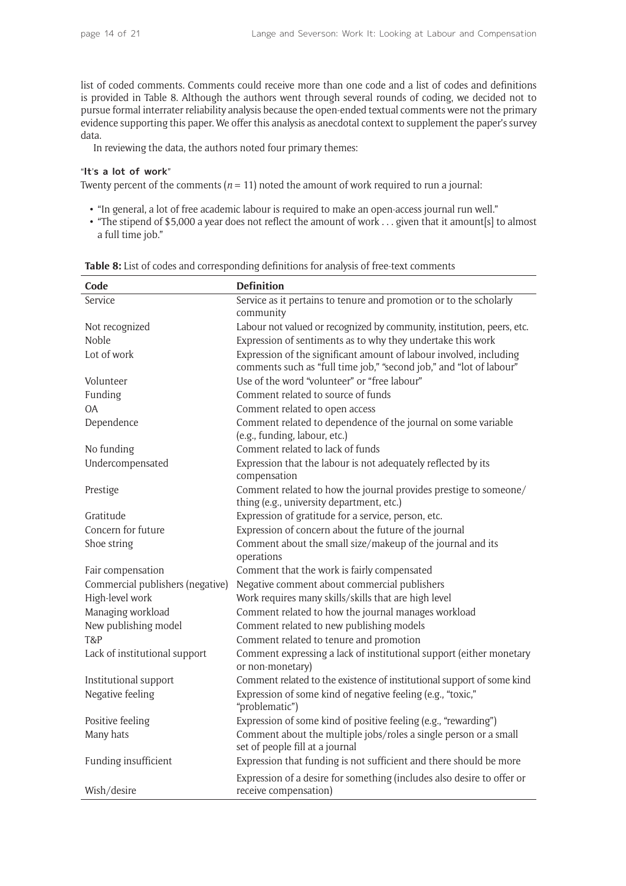list of coded comments. Comments could receive more than one code and a list of codes and definitions is provided in Table 8. Although the authors went through several rounds of coding, we decided not to pursue formal interrater reliability analysis because the open-ended textual comments were not the primary evidence supporting this paper. We offer this analysis as anecdotal context to supplement the paper's survey data.

In reviewing the data, the authors noted four primary themes:

#### "It's a lot of work"

Twenty percent of the comments ($n = 11$) noted the amount of work required to run a journal:

- "In general, a lot of free academic labour is required to make an open-access journal run well."
- "The stipend of $5,000 a year does not reflect the amount of work . . . given that it amount[s] to almost a full time job."

**Table 8:** List of codes and corresponding definitions for analysis of free-text comments

| Code | Definition |
|---|---|
| Service | Service as it pertains to tenure and promotion or to the scholarly community |
| Not recognized | Labour not valued or recognized by community, institution, peers, etc. |
| Noble | Expression of sentiments as to why they undertake this work |
| Lot of work | Expression of the significant amount of labour involved, including comments such as "full time job," "second job," and "lot of labour" |
| Volunteer | Use of the word "volunteer" or "free labour" |
| Funding | Comment related to source of funds |
| OA | Comment related to open access |
| Dependence | Comment related to dependence of the journal on some variable (e.g., funding, labour, etc.) |
| No funding | Comment related to lack of funds |
| Undercompensated | Expression that the labour is not adequately reflected by its compensation |
| Prestige | Comment related to how the journal provides prestige to someone/thing (e.g., university department, etc.) |
| Gratitude | Expression of gratitude for a service, person, etc. |
| Concern for future | Expression of concern about the future of the journal |
| Shoe string | Comment about the small size/makeup of the journal and its operations |
| Fair compensation | Comment that the work is fairly compensated |
| Commercial publishers (negative) | Negative comment about commercial publishers |
| High-level work | Work requires many skills/skills that are high level |
| Managing workload | Comment related to how the journal manages workload |
| New publishing model | Comment related to new publishing models |
| T&P | Comment related to tenure and promotion |
| Lack of institutional support | Comment expressing a lack of institutional support (either monetary or non-monetary) |
| Institutional support | Comment related to the existence of institutional support of some kind |
| Negative feeling | Expression of some kind of negative feeling (e.g., "toxic," "problematic") |
| Positive feeling | Expression of some kind of positive feeling (e.g., "rewarding") |
| Many hats | Comment about the multiple jobs/roles a single person or a small set of people fill at a journal |
| Funding insufficient | Expression that funding is not sufficient and there should be more |
| Wish/desire | Expression of a desire for something (includes also desire to offer or receive compensation) |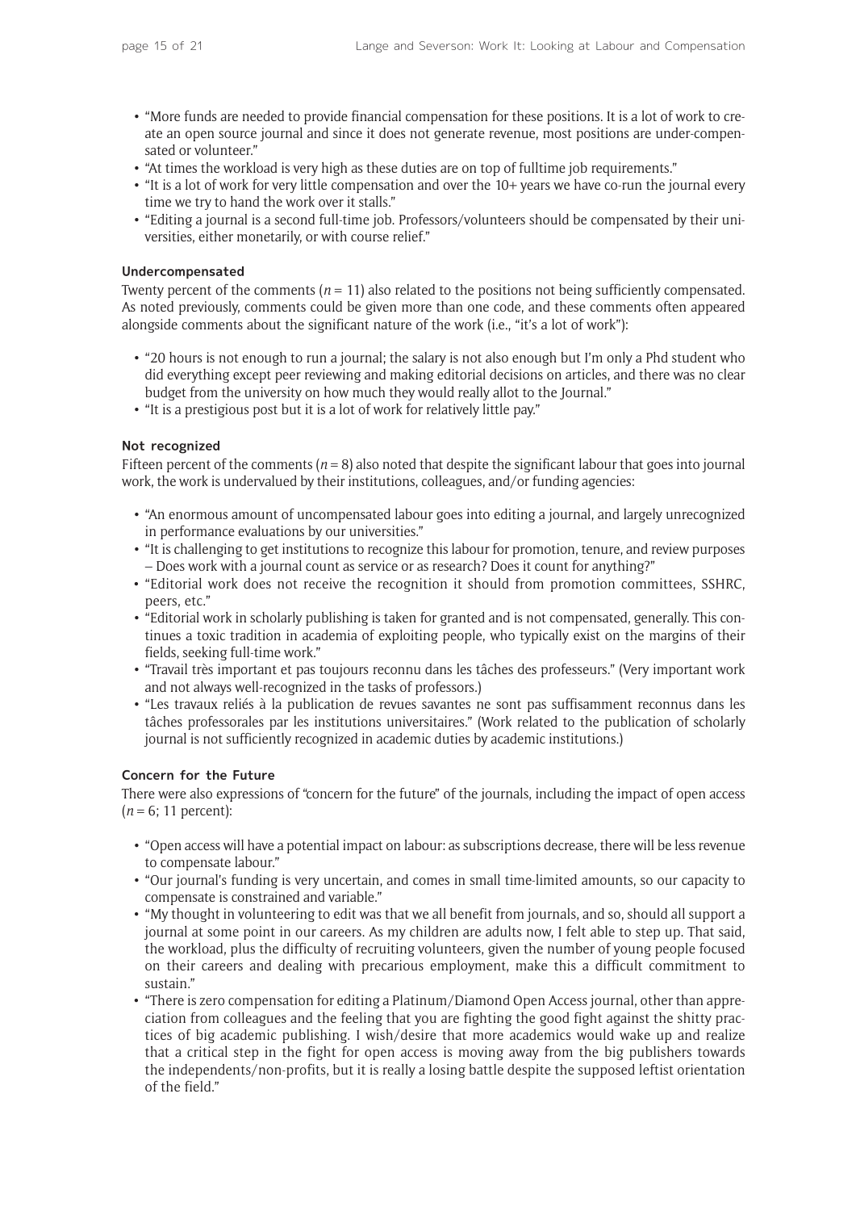- "More funds are needed to provide financial compensation for these positions. It is a lot of work to create an open source journal and since it does not generate revenue, most positions are under-compensated or volunteer."
- "At times the workload is very high as these duties are on top of fulltime job requirements."
- "It is a lot of work for very little compensation and over the 10+ years we have co-run the journal every time we try to hand the work over it stalls."
- "Editing a journal is a second full-time job. Professors/volunteers should be compensated by their universities, either monetarily, or with course relief."

#### Undercompensated

Twenty percent of the comments ($n = 11$) also related to the positions not being sufficiently compensated. As noted previously, comments could be given more than one code, and these comments often appeared alongside comments about the significant nature of the work (i.e., "it's a lot of work"):

- "20 hours is not enough to run a journal; the salary is not also enough but I'm only a Phd student who did everything except peer reviewing and making editorial decisions on articles, and there was no clear budget from the university on how much they would really allot to the Journal."
- "It is a prestigious post but it is a lot of work for relatively little pay."

#### Not recognized

Fifteen percent of the comments ($n = 8$) also noted that despite the significant labour that goes into journal work, the work is undervalued by their institutions, colleagues, and/or funding agencies:

- "An enormous amount of uncompensated labour goes into editing a journal, and largely unrecognized in performance evaluations by our universities."
- "It is challenging to get institutions to recognize this labour for promotion, tenure, and review purposes – Does work with a journal count as service or as research? Does it count for anything?"
- "Editorial work does not receive the recognition it should from promotion committees, SSHRC, peers, etc."
- "Editorial work in scholarly publishing is taken for granted and is not compensated, generally. This continues a toxic tradition in academia of exploiting people, who typically exist on the margins of their fields, seeking full-time work."
- "Travail très important et pas toujours reconnu dans les tâches des professeurs." (Very important work and not always well-recognized in the tasks of professors.)
- "Les travaux reliés à la publication de revues savantes ne sont pas suffisamment reconnus dans les tâches professorales par les institutions universitaires." (Work related to the publication of scholarly journal is not sufficiently recognized in academic duties by academic institutions.)

#### Concern for the Future

There were also expressions of "concern for the future" of the journals, including the impact of open access ($n = 6$; 11 percent):

- "Open access will have a potential impact on labour: as subscriptions decrease, there will be less revenue to compensate labour."
- "Our journal's funding is very uncertain, and comes in small time-limited amounts, so our capacity to compensate is constrained and variable."
- "My thought in volunteering to edit was that we all benefit from journals, and so, should all support a journal at some point in our careers. As my children are adults now, I felt able to step up. That said, the workload, plus the difficulty of recruiting volunteers, given the number of young people focused on their careers and dealing with precarious employment, make this a difficult commitment to sustain."
- "There is zero compensation for editing a Platinum/Diamond Open Access journal, other than appreciation from colleagues and the feeling that you are fighting the good fight against the shitty practices of big academic publishing. I wish/desire that more academics would wake up and realize that a critical step in the fight for open access is moving away from the big publishers towards the independents/non-profits, but it is really a losing battle despite the supposed leftist orientation of the field."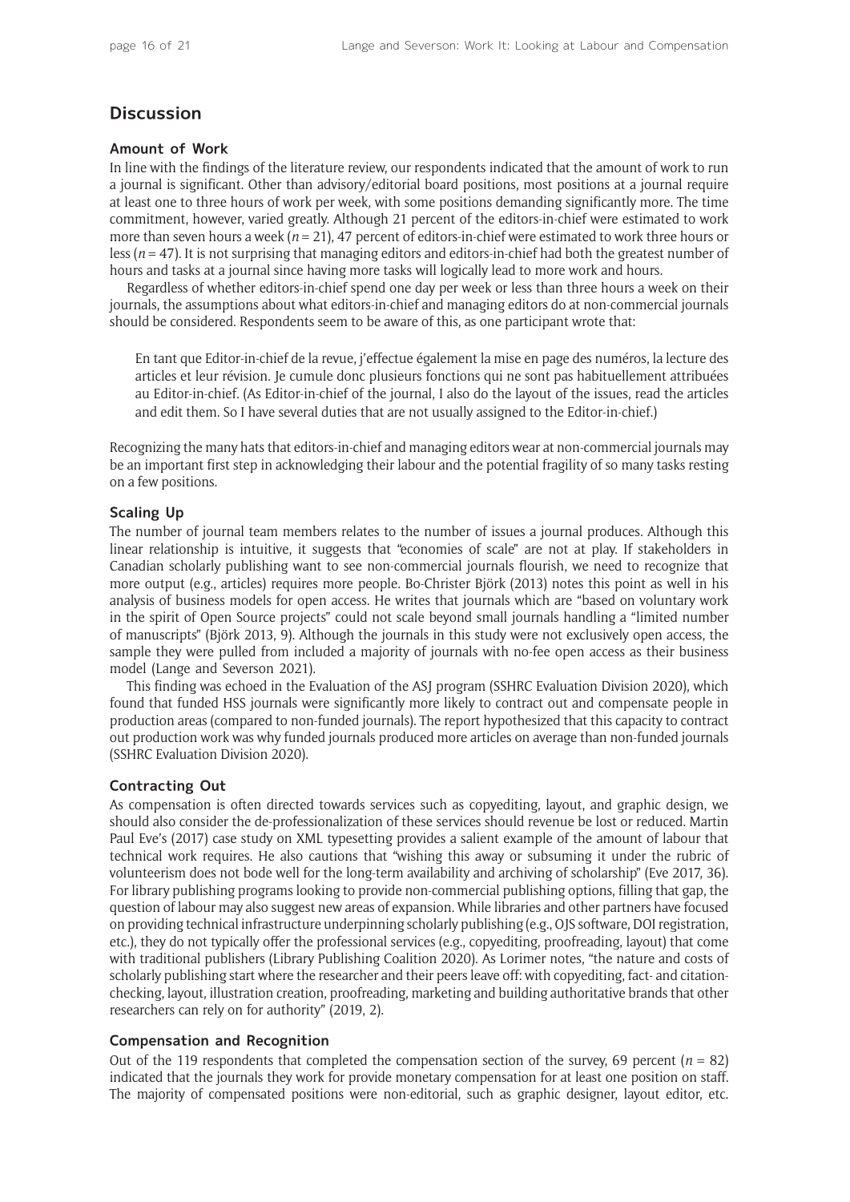## Discussion

### Amount of Work

In line with the findings of the literature review, our respondents indicated that the amount of work to run a journal is significant. Other than advisory/editorial board positions, most positions at a journal require at least one to three hours of work per week, with some positions demanding significantly more. The time commitment, however, varied greatly. Although 21 percent of the editors-in-chief were estimated to work more than seven hours a week ($n = 21$), 47 percent of editors-in-chief were estimated to work three hours or less ($n = 47$). It is not surprising that managing editors and editors-in-chief had both the greatest number of hours and tasks at a journal since having more tasks will logically lead to more work and hours.

Regardless of whether editors-in-chief spend one day per week or less than three hours a week on their journals, the assumptions about what editors-in-chief and managing editors do at non-commercial journals should be considered. Respondents seem to be aware of this, as one participant wrote that:

> En tant que Editor-in-chief de la revue, j'effectue également la mise en page des numéros, la lecture des articles et leur révision. Je cumule donc plusieurs fonctions qui ne sont pas habituellement attribuées au Editor-in-chief. (As Editor-in-chief of the journal, I also do the layout of the issues, read the articles and edit them. So I have several duties that are not usually assigned to the Editor-in-chief.)

Recognizing the many hats that editors-in-chief and managing editors wear at non-commercial journals may be an important first step in acknowledging their labour and the potential fragility of so many tasks resting on a few positions.

### Scaling Up

The number of journal team members relates to the number of issues a journal produces. Although this linear relationship is intuitive, it suggests that "economies of scale" are not at play. If stakeholders in Canadian scholarly publishing want to see non-commercial journals flourish, we need to recognize that more output (e.g., articles) requires more people. Bo-Christer Björk (2013) notes this point as well in his analysis of business models for open access. He writes that journals which are "based on voluntary work in the spirit of Open Source projects" could not scale beyond small journals handling a "limited number of manuscripts" (Björk 2013, 9). Although the journals in this study were not exclusively open access, the sample they were pulled from included a majority of journals with no-fee open access as their business model (Lange and Severson 2021).

This finding was echoed in the Evaluation of the ASJ program (SSHRC Evaluation Division 2020), which found that funded HSS journals were significantly more likely to contract out and compensate people in production areas (compared to non-funded journals). The report hypothesized that this capacity to contract out production work was why funded journals produced more articles on average than non-funded journals (SSHRC Evaluation Division 2020).

### Contracting Out

As compensation is often directed towards services such as copyediting, layout, and graphic design, we should also consider the de-professionalization of these services should revenue be lost or reduced. Martin Paul Eve's (2017) case study on XML typesetting provides a salient example of the amount of labour that technical work requires. He also cautions that "wishing this away or subsuming it under the rubric of volunteerism does not bode well for the long-term availability and archiving of scholarship" (Eve 2017, 36). For library publishing programs looking to provide non-commercial publishing options, filling that gap, the question of labour may also suggest new areas of expansion. While libraries and other partners have focused on providing technical infrastructure underpinning scholarly publishing (e.g., OJS software, DOI registration, etc.), they do not typically offer the professional services (e.g., copyediting, proofreading, layout) that come with traditional publishers (Library Publishing Coalition 2020). As Lorimer notes, "the nature and costs of scholarly publishing start where the researcher and their peers leave off: with copyediting, fact- and citation-checking, layout, illustration creation, proofreading, marketing and building authoritative brands that other researchers can rely on for authority" (2019, 2).

### Compensation and Recognition

Out of the 119 respondents that completed the compensation section of the survey, 69 percent ($n = 82$) indicated that the journals they work for provide monetary compensation for at least one position on staff. The majority of compensated positions were non-editorial, such as graphic designer, layout editor, etc.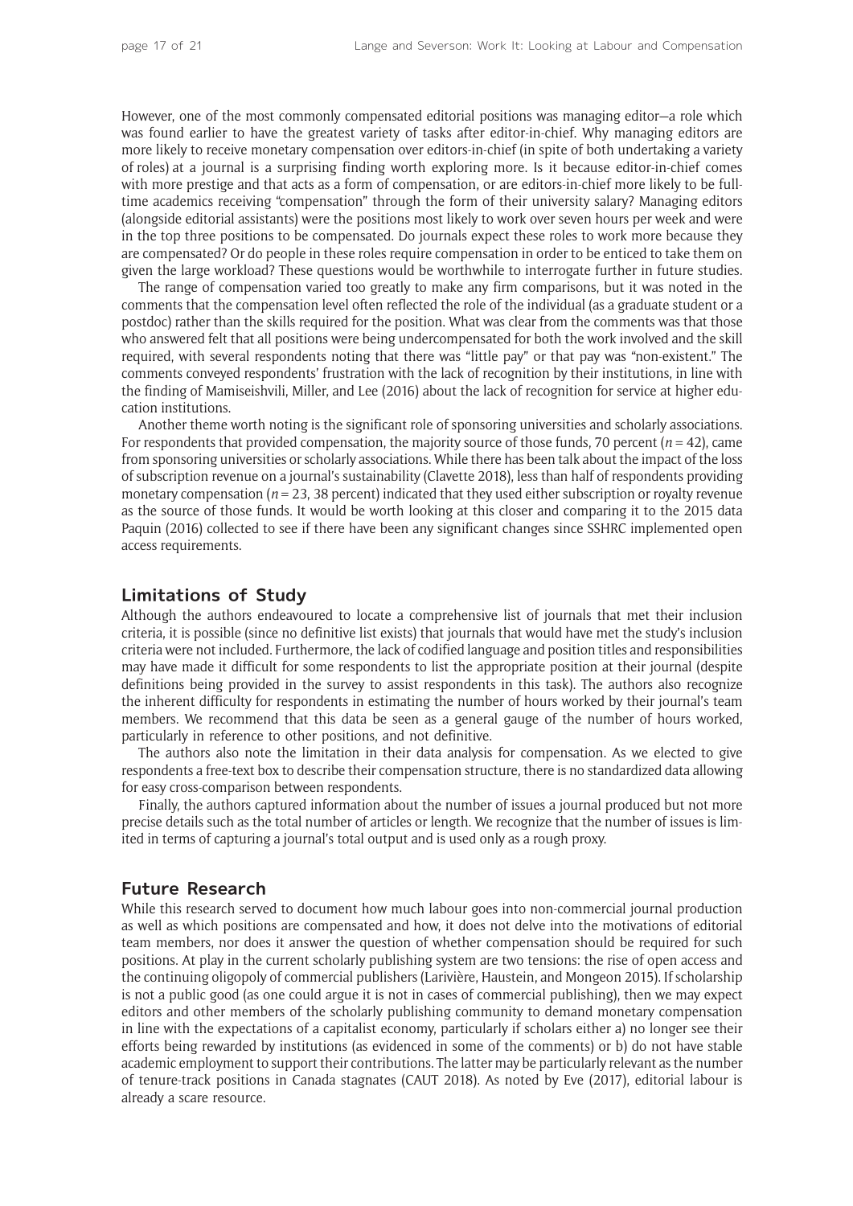However, one of the most commonly compensated editorial positions was managing editor—a role which was found earlier to have the greatest variety of tasks after editor-in-chief. Why managing editors are more likely to receive monetary compensation over editors-in-chief (in spite of both undertaking a variety of roles) at a journal is a surprising finding worth exploring more. Is it because editor-in-chief comes with more prestige and that acts as a form of compensation, or are editors-in-chief more likely to be full-time academics receiving "compensation" through the form of their university salary? Managing editors (alongside editorial assistants) were the positions most likely to work over seven hours per week and were in the top three positions to be compensated. Do journals expect these roles to work more because they are compensated? Or do people in these roles require compensation in order to be enticed to take them on given the large workload? These questions would be worthwhile to interrogate further in future studies.

The range of compensation varied too greatly to make any firm comparisons, but it was noted in the comments that the compensation level often reflected the role of the individual (as a graduate student or a postdoc) rather than the skills required for the position. What was clear from the comments was that those who answered felt that all positions were being undercompensated for both the work involved and the skill required, with several respondents noting that there was "little pay" or that pay was "non-existent." The comments conveyed respondents' frustration with the lack of recognition by their institutions, in line with the finding of Mamiseishvili, Miller, and Lee (2016) about the lack of recognition for service at higher education institutions.

Another theme worth noting is the significant role of sponsoring universities and scholarly associations. For respondents that provided compensation, the majority source of those funds, 70 percent ($n = 42$), came from sponsoring universities or scholarly associations. While there has been talk about the impact of the loss of subscription revenue on a journal's sustainability (Clavette 2018), less than half of respondents providing monetary compensation ($n = 23$, 38 percent) indicated that they used either subscription or royalty revenue as the source of those funds. It would be worth looking at this closer and comparing it to the 2015 data Paquin (2016) collected to see if there have been any significant changes since SSHRC implemented open access requirements.

## Limitations of Study

Although the authors endeavoured to locate a comprehensive list of journals that met their inclusion criteria, it is possible (since no definitive list exists) that journals that would have met the study's inclusion criteria were not included. Furthermore, the lack of codified language and position titles and responsibilities may have made it difficult for some respondents to list the appropriate position at their journal (despite definitions being provided in the survey to assist respondents in this task). The authors also recognize the inherent difficulty for respondents in estimating the number of hours worked by their journal's team members. We recommend that this data be seen as a general gauge of the number of hours worked, particularly in reference to other positions, and not definitive.

The authors also note the limitation in their data analysis for compensation. As we elected to give respondents a free-text box to describe their compensation structure, there is no standardized data allowing for easy cross-comparison between respondents.

Finally, the authors captured information about the number of issues a journal produced but not more precise details such as the total number of articles or length. We recognize that the number of issues is limited in terms of capturing a journal's total output and is used only as a rough proxy.

## Future Research

While this research served to document how much labour goes into non-commercial journal production as well as which positions are compensated and how, it does not delve into the motivations of editorial team members, nor does it answer the question of whether compensation should be required for such positions. At play in the current scholarly publishing system are two tensions: the rise of open access and the continuing oligopoly of commercial publishers (Larivière, Haustein, and Mongeon 2015). If scholarship is not a public good (as one could argue it is not in cases of commercial publishing), then we may expect editors and other members of the scholarly publishing community to demand monetary compensation in line with the expectations of a capitalist economy, particularly if scholars either a) no longer see their efforts being rewarded by institutions (as evidenced in some of the comments) or b) do not have stable academic employment to support their contributions. The latter may be particularly relevant as the number of tenure-track positions in Canada stagnates (CAUT 2018). As noted by Eve (2017), editorial labour is already a scare resource.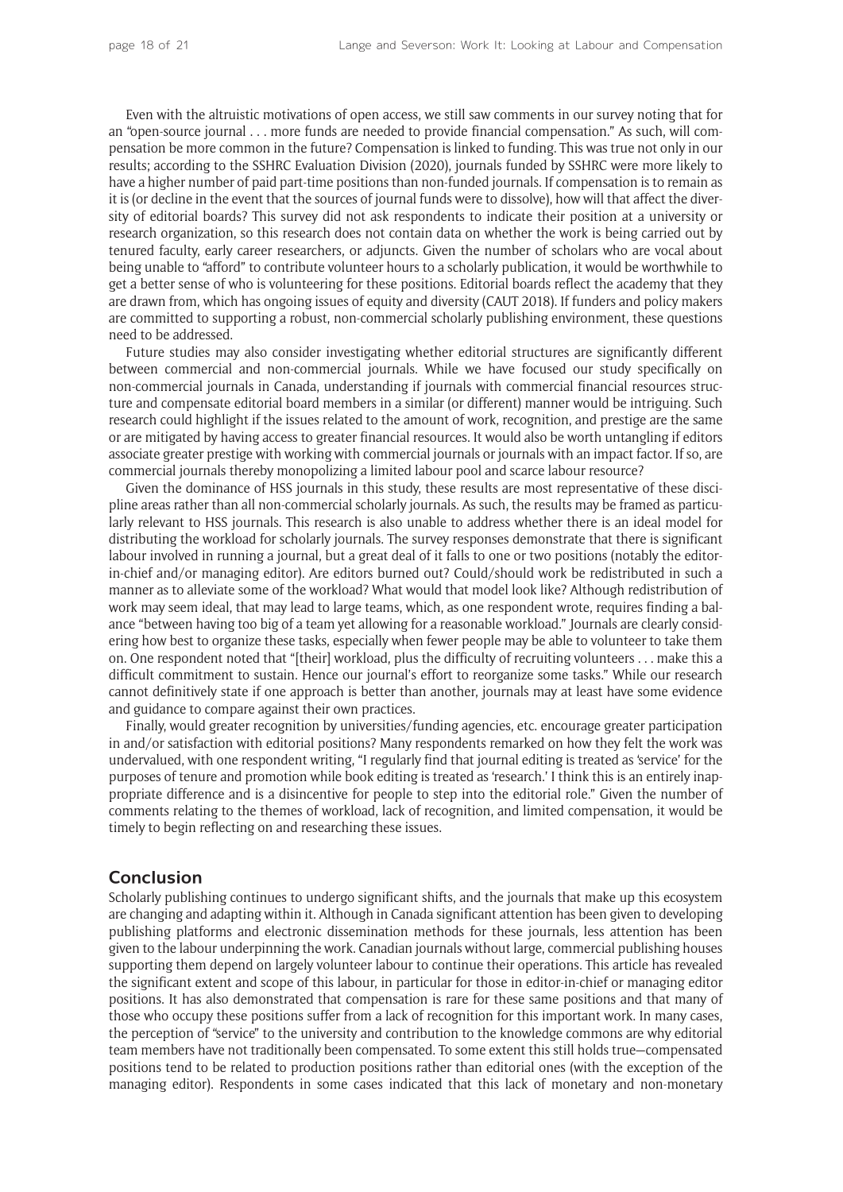Even with the altruistic motivations of open access, we still saw comments in our survey noting that for an "open-source journal . . . more funds are needed to provide financial compensation." As such, will compensation be more common in the future? Compensation is linked to funding. This was true not only in our results; according to the SSHRC Evaluation Division (2020), journals funded by SSHRC were more likely to have a higher number of paid part-time positions than non-funded journals. If compensation is to remain as it is (or decline in the event that the sources of journal funds were to dissolve), how will that affect the diversity of editorial boards? This survey did not ask respondents to indicate their position at a university or research organization, so this research does not contain data on whether the work is being carried out by tenured faculty, early career researchers, or adjuncts. Given the number of scholars who are vocal about being unable to "afford" to contribute volunteer hours to a scholarly publication, it would be worthwhile to get a better sense of who is volunteering for these positions. Editorial boards reflect the academy that they are drawn from, which has ongoing issues of equity and diversity (CAUT 2018). If funders and policy makers are committed to supporting a robust, non-commercial scholarly publishing environment, these questions need to be addressed.

Future studies may also consider investigating whether editorial structures are significantly different between commercial and non-commercial journals. While we have focused our study specifically on non-commercial journals in Canada, understanding if journals with commercial financial resources structure and compensate editorial board members in a similar (or different) manner would be intriguing. Such research could highlight if the issues related to the amount of work, recognition, and prestige are the same or are mitigated by having access to greater financial resources. It would also be worth untangling if editors associate greater prestige with working with commercial journals or journals with an impact factor. If so, are commercial journals thereby monopolizing a limited labour pool and scarce labour resource?

Given the dominance of HSS journals in this study, these results are most representative of these discipline areas rather than all non-commercial scholarly journals. As such, the results may be framed as particularly relevant to HSS journals. This research is also unable to address whether there is an ideal model for distributing the workload for scholarly journals. The survey responses demonstrate that there is significant labour involved in running a journal, but a great deal of it falls to one or two positions (notably the editor-in-chief and/or managing editor). Are editors burned out? Could/should work be redistributed in such a manner as to alleviate some of the workload? What would that model look like? Although redistribution of work may seem ideal, that may lead to large teams, which, as one respondent wrote, requires finding a balance "between having too big of a team yet allowing for a reasonable workload." Journals are clearly considering how best to organize these tasks, especially when fewer people may be able to volunteer to take them on. One respondent noted that "[their] workload, plus the difficulty of recruiting volunteers . . . make this a difficult commitment to sustain. Hence our journal's effort to reorganize some tasks." While our research cannot definitively state if one approach is better than another, journals may at least have some evidence and guidance to compare against their own practices.

Finally, would greater recognition by universities/funding agencies, etc. encourage greater participation in and/or satisfaction with editorial positions? Many respondents remarked on how they felt the work was undervalued, with one respondent writing, "I regularly find that journal editing is treated as 'service' for the purposes of tenure and promotion while book editing is treated as 'research.' I think this is an entirely inappropriate difference and is a disincentive for people to step into the editorial role." Given the number of comments relating to the themes of workload, lack of recognition, and limited compensation, it would be timely to begin reflecting on and researching these issues.

## Conclusion

Scholarly publishing continues to undergo significant shifts, and the journals that make up this ecosystem are changing and adapting within it. Although in Canada significant attention has been given to developing publishing platforms and electronic dissemination methods for these journals, less attention has been given to the labour underpinning the work. Canadian journals without large, commercial publishing houses supporting them depend on largely volunteer labour to continue their operations. This article has revealed the significant extent and scope of this labour, in particular for those in editor-in-chief or managing editor positions. It has also demonstrated that compensation is rare for these same positions and that many of those who occupy these positions suffer from a lack of recognition for this important work. In many cases, the perception of "service" to the university and contribution to the knowledge commons are why editorial team members have not traditionally been compensated. To some extent this still holds true—compensated positions tend to be related to production positions rather than editorial ones (with the exception of the managing editor). Respondents in some cases indicated that this lack of monetary and non-monetary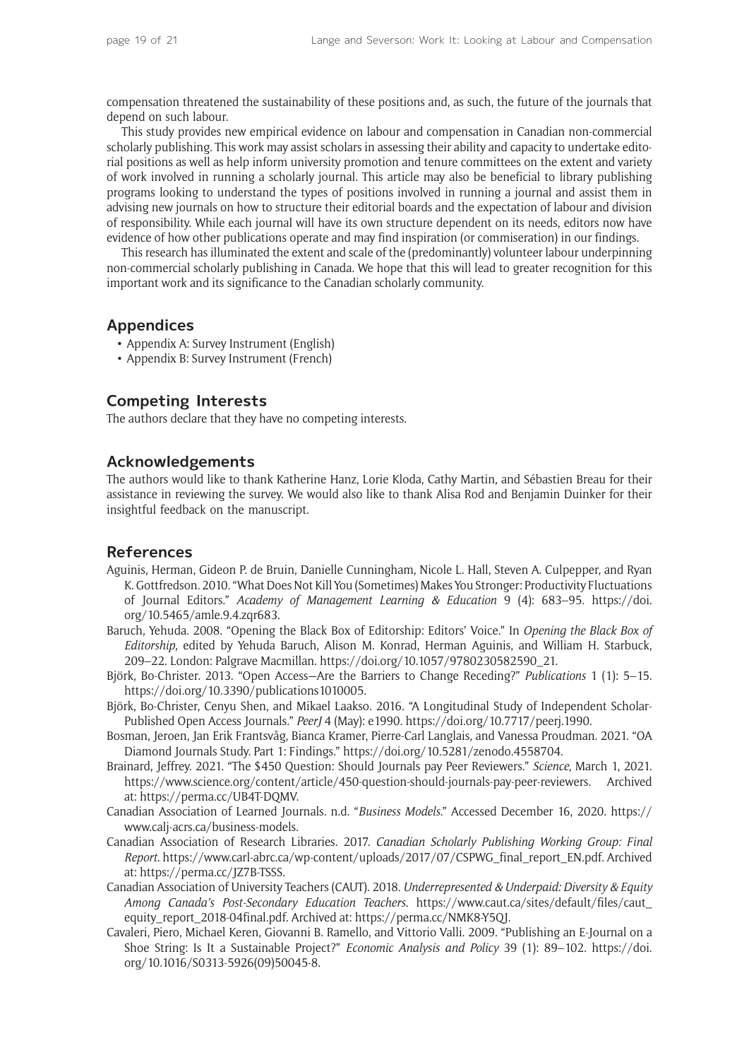compensation threatened the sustainability of these positions and, as such, the future of the journals that depend on such labour.

This study provides new empirical evidence on labour and compensation in Canadian non-commercial scholarly publishing. This work may assist scholars in assessing their ability and capacity to undertake editorial positions as well as help inform university promotion and tenure committees on the extent and variety of work involved in running a scholarly journal. This article may also be beneficial to library publishing programs looking to understand the types of positions involved in running a journal and assist them in advising new journals on how to structure their editorial boards and the expectation of labour and division of responsibility. While each journal will have its own structure dependent on its needs, editors now have evidence of how other publications operate and may find inspiration (or commiseration) in our findings.

This research has illuminated the extent and scale of the (predominantly) volunteer labour underpinning non-commercial scholarly publishing in Canada. We hope that this will lead to greater recognition for this important work and its significance to the Canadian scholarly community.

## Appendices

- Appendix A: Survey Instrument (English)
- Appendix B: Survey Instrument (French)

## Competing Interests

The authors declare that they have no competing interests.

## Acknowledgements

The authors would like to thank Katherine Hanz, Lorie Kloda, Cathy Martin, and Sébastien Breau for their assistance in reviewing the survey. We would also like to thank Alisa Rod and Benjamin Duinker for their insightful feedback on the manuscript.

## References

Aguinis, Herman, Gideon P. de Bruin, Danielle Cunningham, Nicole L. Hall, Steven A. Culpepper, and Ryan K. Gottfredson. 2010. "What Does Not Kill You (Sometimes) Makes You Stronger: Productivity Fluctuations of Journal Editors." *Academy of Management Learning & Education* 9 (4): 683–95. https://doi.org/10.5465/amle.9.4.zqr683.

Baruch, Yehuda. 2008. "Opening the Black Box of Editorship: Editors' Voice." In *Opening the Black Box of Editorship*, edited by Yehuda Baruch, Alison M. Konrad, Herman Aguinis, and William H. Starbuck, 209–22. London: Palgrave Macmillan. https://doi.org/10.1057/9780230582590_21.

Björk, Bo-Christer. 2013. "Open Access—Are the Barriers to Change Receding?" *Publications* 1 (1): 5–15. https://doi.org/10.3390/publications1010005.

Björk, Bo-Christer, Cenyu Shen, and Mikael Laakso. 2016. "A Longitudinal Study of Independent Scholar-Published Open Access Journals." *PeerJ* 4 (May): e1990. https://doi.org/10.7717/peerj.1990.

Bosman, Jeroen, Jan Erik Frantsvåg, Bianca Kramer, Pierre-Carl Langlais, and Vanessa Proudman. 2021. "OA Diamond Journals Study. Part 1: Findings." https://doi.org/10.5281/zenodo.4558704.

Brainard, Jeffrey. 2021. "The $450 Question: Should Journals pay Peer Reviewers." *Science,* March 1, 2021. https://www.science.org/content/article/450-question-should-journals-pay-peer-reviewers. Archived at: https://perma.cc/UB4T-DQMV.

Canadian Association of Learned Journals. n.d. "*Business Models*." Accessed December 16, 2020. https://www.calj-acrs.ca/business-models.

Canadian Association of Research Libraries. 2017. *Canadian Scholarly Publishing Working Group: Final Report*. https://www.carl-abrc.ca/wp-content/uploads/2017/07/CSPWG_final_report_EN.pdf. Archived at: https://perma.cc/JZ7B-TSSS.

Canadian Association of University Teachers (CAUT). 2018. *Underrepresented & Underpaid: Diversity & Equity Among Canada's Post-Secondary Education Teachers.* https://www.caut.ca/sites/default/files/caut_equity_report_2018-04final.pdf. Archived at: https://perma.cc/NMK8-Y5QJ.

Cavaleri, Piero, Michael Keren, Giovanni B. Ramello, and Vittorio Valli. 2009. "Publishing an E-Journal on a Shoe String: Is It a Sustainable Project?" *Economic Analysis and Policy* 39 (1): 89–102. https://doi.org/10.1016/S0313-5926(09)50045-8.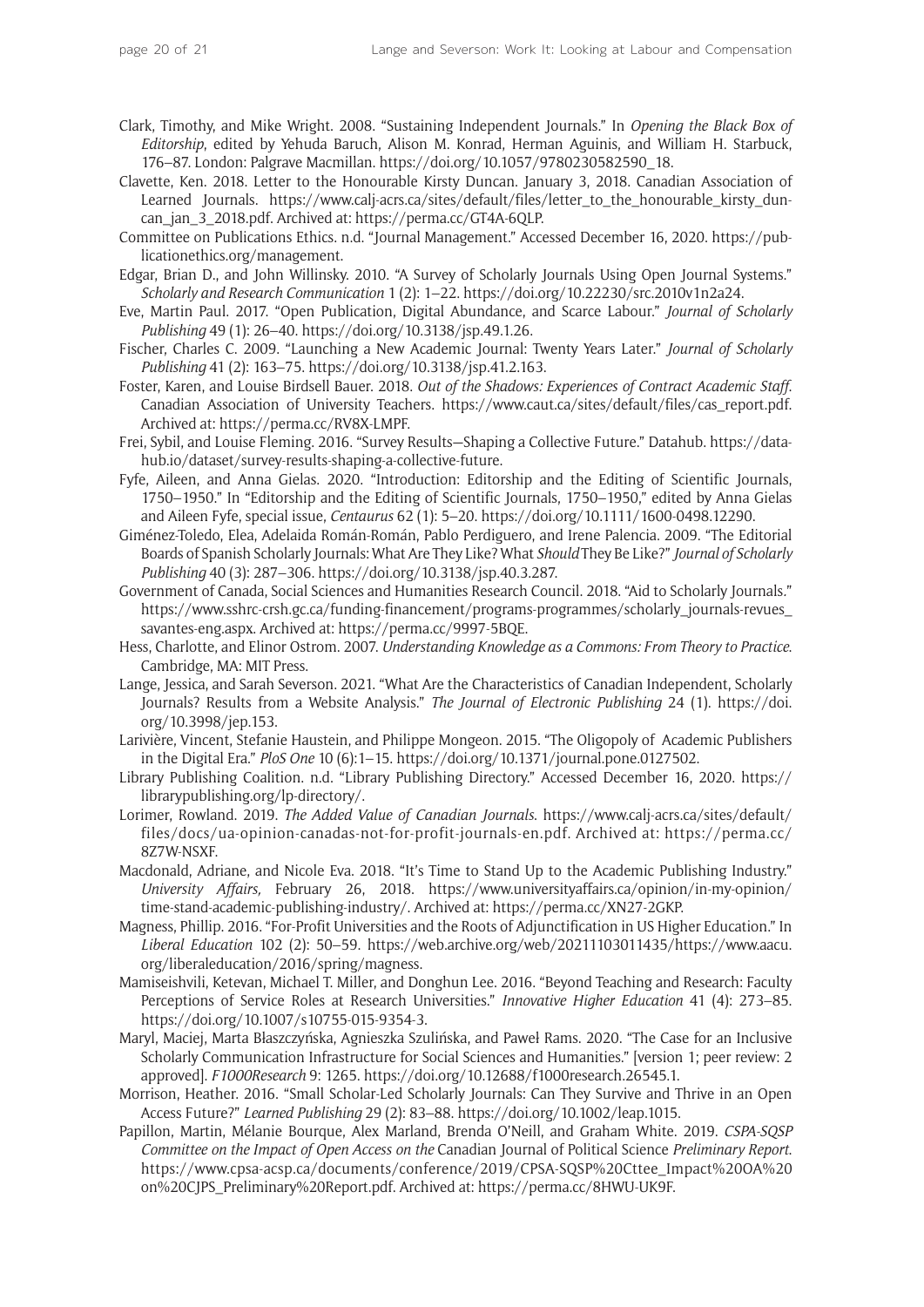Clark, Timothy, and Mike Wright. 2008. "Sustaining Independent Journals." In *Opening the Black Box of Editorship*, edited by Yehuda Baruch, Alison M. Konrad, Herman Aguinis, and William H. Starbuck, 176–87. London: Palgrave Macmillan. https://doi.org/10.1057/9780230582590_18.

Clavette, Ken. 2018. Letter to the Honourable Kirsty Duncan. January 3, 2018. Canadian Association of Learned Journals. https://www.calj-acrs.ca/sites/default/files/letter_to_the_honourable_kirsty_duncan_jan_3_2018.pdf. Archived at: https://perma.cc/GT4A-6QLP.

Committee on Publications Ethics. n.d. "Journal Management." Accessed December 16, 2020. https://publicationethics.org/management.

Edgar, Brian D., and John Willinsky. 2010. "A Survey of Scholarly Journals Using Open Journal Systems." *Scholarly and Research Communication* 1 (2): 1–22. https://doi.org/10.22230/src.2010v1n2a24.

Eve, Martin Paul. 2017. "Open Publication, Digital Abundance, and Scarce Labour." *Journal of Scholarly Publishing* 49 (1): 26–40. https://doi.org/10.3138/jsp.49.1.26.

Fischer, Charles C. 2009. "Launching a New Academic Journal: Twenty Years Later." *Journal of Scholarly Publishing* 41 (2): 163–75. https://doi.org/10.3138/jsp.41.2.163.

Foster, Karen, and Louise Birdsell Bauer. 2018. *Out of the Shadows: Experiences of Contract Academic Staff*. Canadian Association of University Teachers. https://www.caut.ca/sites/default/files/cas_report.pdf. Archived at: https://perma.cc/RV8X-LMPF.

Frei, Sybil, and Louise Fleming. 2016. "Survey Results—Shaping a Collective Future." Datahub. https://datahub.io/dataset/survey-results-shaping-a-collective-future.

Fyfe, Aileen, and Anna Gielas. 2020. "Introduction: Editorship and the Editing of Scientific Journals, 1750–1950." In "Editorship and the Editing of Scientific Journals, 1750–1950," edited by Anna Gielas and Aileen Fyfe, special issue, *Centaurus* 62 (1): 5–20. https://doi.org/10.1111/1600-0498.12290.

Giménez-Toledo, Elea, Adelaida Román-Román, Pablo Perdiguero, and Irene Palencia. 2009. "The Editorial Boards of Spanish Scholarly Journals: What Are They Like? What *Should* They Be Like?" *Journal of Scholarly Publishing* 40 (3): 287–306. https://doi.org/10.3138/jsp.40.3.287.

Government of Canada, Social Sciences and Humanities Research Council. 2018. "Aid to Scholarly Journals." https://www.sshrc-crsh.gc.ca/funding-financement/programs-programmes/scholarly_journals-revues_savantes-eng.aspx. Archived at: https://perma.cc/9997-5BQE.

Hess, Charlotte, and Elinor Ostrom. 2007. *Understanding Knowledge as a Commons: From Theory to Practice.* Cambridge, MA: MIT Press.

Lange, Jessica, and Sarah Severson. 2021. "What Are the Characteristics of Canadian Independent, Scholarly Journals? Results from a Website Analysis." *The Journal of Electronic Publishing* 24 (1). https://doi.org/10.3998/jep.153.

Larivière, Vincent, Stefanie Haustein, and Philippe Mongeon. 2015. "The Oligopoly of Academic Publishers in the Digital Era." *PloS One* 10 (6):1–15. https://doi.org/10.1371/journal.pone.0127502.

Library Publishing Coalition. n.d. "Library Publishing Directory." Accessed December 16, 2020. https://librarypublishing.org/lp-directory/.

Lorimer, Rowland. 2019. *The Added Value of Canadian Journals*. https://www.calj-acrs.ca/sites/default/files/docs/ua-opinion-canadas-not-for-profit-journals-en.pdf. Archived at: https://perma.cc/8Z7W-NSXF.

Macdonald, Adriane, and Nicole Eva. 2018. "It's Time to Stand Up to the Academic Publishing Industry." *University Affairs,* February 26, 2018. https://www.universityaffairs.ca/opinion/in-my-opinion/time-stand-academic-publishing-industry/. Archived at: https://perma.cc/XN27-2GKP.

Magness, Phillip. 2016. "For-Profit Universities and the Roots of Adjunctification in US Higher Education." In *Liberal Education* 102 (2): 50–59. https://web.archive.org/web/20211103011435/https://www.aacu.org/liberaleducation/2016/spring/magness.

Mamiseishvili, Ketevan, Michael T. Miller, and Donghun Lee. 2016. "Beyond Teaching and Research: Faculty Perceptions of Service Roles at Research Universities." *Innovative Higher Education* 41 (4): 273–85. https://doi.org/10.1007/s10755-015-9354-3.

Maryl, Maciej, Marta Błaszczyńska, Agnieszka Szulińska, and Paweł Rams. 2020. "The Case for an Inclusive Scholarly Communication Infrastructure for Social Sciences and Humanities." [version 1; peer review: 2 approved]. *F1000Research* 9: 1265. https://doi.org/10.12688/f1000research.26545.1.

Morrison, Heather. 2016. "Small Scholar-Led Scholarly Journals: Can They Survive and Thrive in an Open Access Future?" *Learned Publishing* 29 (2): 83–88. https://doi.org/10.1002/leap.1015.

Papillon, Martin, Mélanie Bourque, Alex Marland, Brenda O'Neill, and Graham White. 2019. *CSPA-SQSP Committee on the Impact of Open Access on the* Canadian Journal of Political Science *Preliminary Report.* https://www.cpsa-acsp.ca/documents/conference/2019/CPSA-SQSP%20Cttee_Impact%20OA%20on%20CJPS_Preliminary%20Report.pdf. Archived at: https://perma.cc/8HWU-UK9F.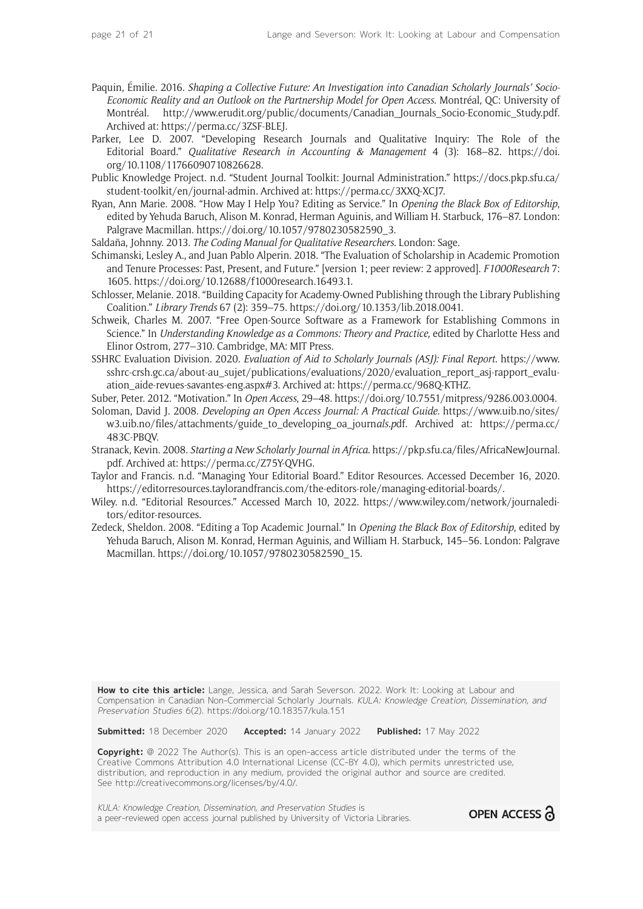Paquin, Émilie. 2016. *Shaping a Collective Future: An Investigation into Canadian Scholarly Journals' Socio-Economic Reality and an Outlook on the Partnership Model for Open Access*. Montréal, QC: University of Montréal. http://www.erudit.org/public/documents/Canadian_Journals_Socio-Economic_Study.pdf. Archived at: https://perma.cc/3ZSF-BLEJ.

Parker, Lee D. 2007. "Developing Research Journals and Qualitative Inquiry: The Role of the Editorial Board." *Qualitative Research in Accounting & Management* 4 (3): 168–82. https://doi.org/10.1108/11766090710826628.

Public Knowledge Project. n.d. "Student Journal Toolkit: Journal Administration." https://docs.pkp.sfu.ca/student-toolkit/en/journal-admin. Archived at: https://perma.cc/3XXQ-XCJ7.

Ryan, Ann Marie. 2008. "How May I Help You? Editing as Service." In *Opening the Black Box of Editorship*, edited by Yehuda Baruch, Alison M. Konrad, Herman Aguinis, and William H. Starbuck, 176–87. London: Palgrave Macmillan. https://doi.org/10.1057/9780230582590_3.

Saldaña, Johnny. 2013. *The Coding Manual for Qualitative Researchers*. London: Sage.

Schimanski, Lesley A., and Juan Pablo Alperin. 2018. "The Evaluation of Scholarship in Academic Promotion and Tenure Processes: Past, Present, and Future." [version 1; peer review: 2 approved]. *F1000Research* 7: 1605. https://doi.org/10.12688/f1000research.16493.1.

Schlosser, Melanie. 2018. "Building Capacity for Academy-Owned Publishing through the Library Publishing Coalition." *Library Trends* 67 (2): 359–75. https://doi.org/10.1353/lib.2018.0041.

Schweik, Charles M. 2007. "Free Open-Source Software as a Framework for Establishing Commons in Science." In *Understanding Knowledge as a Commons: Theory and Practice,* edited by Charlotte Hess and Elinor Ostrom, 277–310. Cambridge, MA: MIT Press.

SSHRC Evaluation Division. 2020. *Evaluation of Aid to Scholarly Journals (ASJ): Final Report.* https://www.sshrc-crsh.gc.ca/about-au_sujet/publications/evaluations/2020/evaluation_report_asj-rapport_evaluation_aide-revues-savantes-eng.aspx#3. Archived at: https://perma.cc/968Q-KTHZ.

Suber, Peter. 2012. "Motivation." In *Open Access*, 29–48. https://doi.org/10.7551/mitpress/9286.003.0004.

Soloman, David J. 2008. *Developing an Open Access Journal: A Practical Guide.* https://www.uib.no/sites/w3.uib.no/files/attachments/guide_to_developing_oa_journals.pdf. Archived at: https://perma.cc/483C-PBQV.

Stranack, Kevin. 2008. *Starting a New Scholarly Journal in Africa.* https://pkp.sfu.ca/files/AfricaNewJournal.pdf. Archived at: https://perma.cc/Z75Y-QVHG.

Taylor and Francis. n.d. "Managing Your Editorial Board." Editor Resources. Accessed December 16, 2020. https://editorresources.taylorandfrancis.com/the-editors-role/managing-editorial-boards/.

Wiley. n.d. "Editorial Resources." Accessed March 10, 2022. https://www.wiley.com/network/journaleditors/editor-resources.

Zedeck, Sheldon. 2008. "Editing a Top Academic Journal." In *Opening the Black Box of Editorship*, edited by Yehuda Baruch, Alison M. Konrad, Herman Aguinis, and William H. Starbuck, 145–56. London: Palgrave Macmillan. https://doi.org/10.1057/9780230582590_15.

**How to cite this article:** Lange, Jessica, and Sarah Severson. 2022. Work It: Looking at Labour and Compensation in Canadian Non-Commercial Scholarly Journals. *KULA: Knowledge Creation, Dissemination, and Preservation Studies* 6(2). https://doi.org/10.18357/kula.151

**Submitted:** 18 December 2020 **Accepted:** 14 January 2022 **Published:** 17 May 2022

**Copyright:** @ 2022 The Author(s). This is an open-access article distributed under the terms of the Creative Commons Attribution 4.0 International License (CC-BY 4.0), which permits unrestricted use, distribution, and reproduction in any medium, provided the original author and source are credited. See http://creativecommons.org/licenses/by/4.0/.

*KULA: Knowledge Creation, Dissemination, and Preservation Studies* is a peer-reviewed open access journal published by University of Victoria Libraries.

OPEN ACCESS